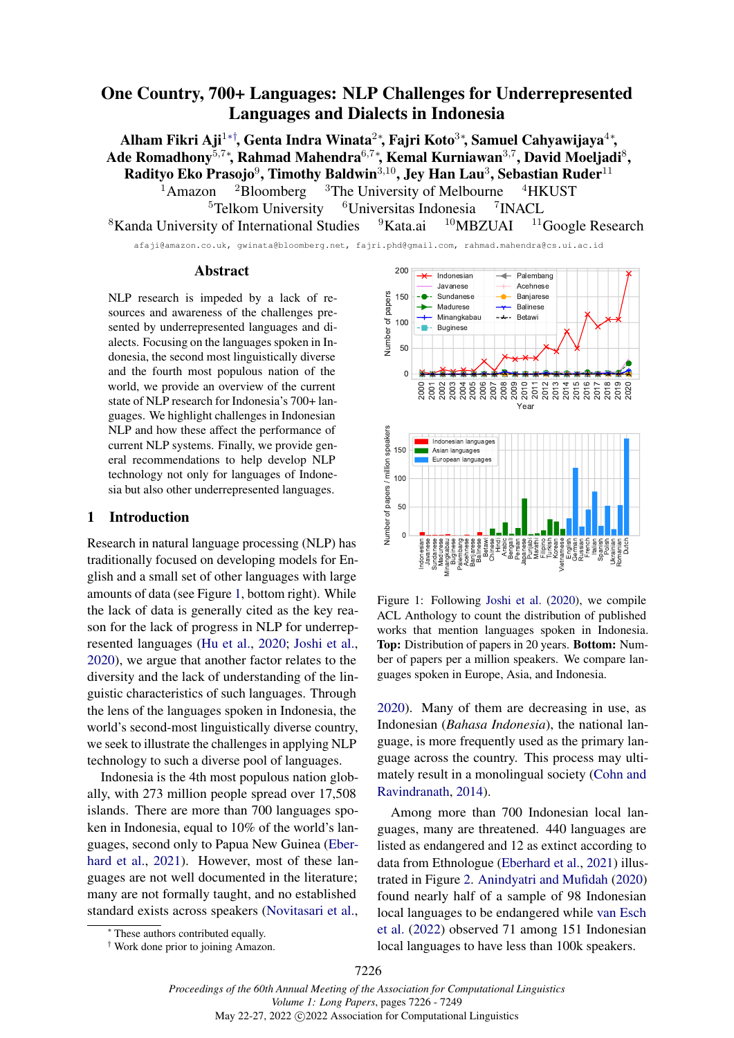# One Country, 700+ Languages: NLP Challenges for Underrepresented Languages and Dialects in Indonesia

**Alham Fikri Aji[1*†], Genta Indra Winata[2*], Fajri Koto[3*], Samuel Cahyawijaya[4*], Ade Romadhony[5,7*], Rahmad Mahendra[6,7*], Kemal Kurniawan[3,7], David Moeljadi[8], Radityo Eko Prasojo[9], Timothy Baldwin[3,10], Jey Han Lau[3], Sebastian Ruder[11]**

[1]Amazon [2]Bloomberg [3]The University of Melbourne [4]HKUST
[5]Telkom University [6]Universitas Indonesia [7]INACL
[8]Kanda University of International Studies [9]Kata.ai [10]MBZUAI [11]Google Research

afaji@amazon.co.uk, gwinata@bloomberg.net, fajri.phd@gmail.com, rahmad.mahendra@cs.ui.ac.id

## Abstract

NLP research is impeded by a lack of resources and awareness of the challenges presented by underrepresented languages and dialects. Focusing on the languages spoken in Indonesia, the second most linguistically diverse and the fourth most populous nation of the world, we provide an overview of the current state of NLP research for Indonesia's 700+ languages. We highlight challenges in Indonesian NLP and how these affect the performance of current NLP systems. Finally, we provide general recommendations to help develop NLP technology not only for languages of Indonesia but also other underrepresented languages.

## 1 Introduction

Research in natural language processing (NLP) has traditionally focused on developing models for English and a small set of other languages with large amounts of data (see Figure 1, bottom right). While the lack of data is generally cited as the key reason for the lack of progress in NLP for underrepresented languages (Hu et al., 2020; Joshi et al., 2020), we argue that another factor relates to the diversity and the lack of understanding of the linguistic characteristics of such languages. Through the lens of the languages spoken in Indonesia, the world's second-most linguistically diverse country, we seek to illustrate the challenges in applying NLP technology to such a diverse pool of languages.

Indonesia is the 4th most populous nation globally, with 273 million people spread over 17,508 islands. There are more than 700 languages spoken in Indonesia, equal to 10% of the world's languages, second only to Papua New Guinea (Eberhard et al., 2021). However, most of these languages are not well documented in the literature; many are not formally taught, and no established standard exists across speakers (Novitasari et al., 2020). Many of them are decreasing in use, as Indonesian (*Bahasa Indonesia*), the national language, is more frequently used as the primary language across the country. This process may ultimately result in a monolingual society (Cohn and Ravindranath, 2014).

Figure 1: Following Joshi et al. (2020), we compile ACL Anthology to count the distribution of published works that mention languages spoken in Indonesia. **Top:** Distribution of papers in 20 years. **Bottom:** Number of papers per a million speakers. We compare languages spoken in Europe, Asia, and Indonesia.

Among more than 700 Indonesian local languages, many are threatened. 440 languages are listed as endangered and 12 as extinct according to data from Ethnologue (Eberhard et al., 2021) illustrated in Figure 2. Anindyatri and Mufidah (2020) found nearly half of a sample of 98 Indonesian local languages to be endangered while van Esch et al. (2022) observed 71 among 151 Indonesian local languages to have less than 100k speakers.

[*] These authors contributed equally.
[†] Work done prior to joining Amazon.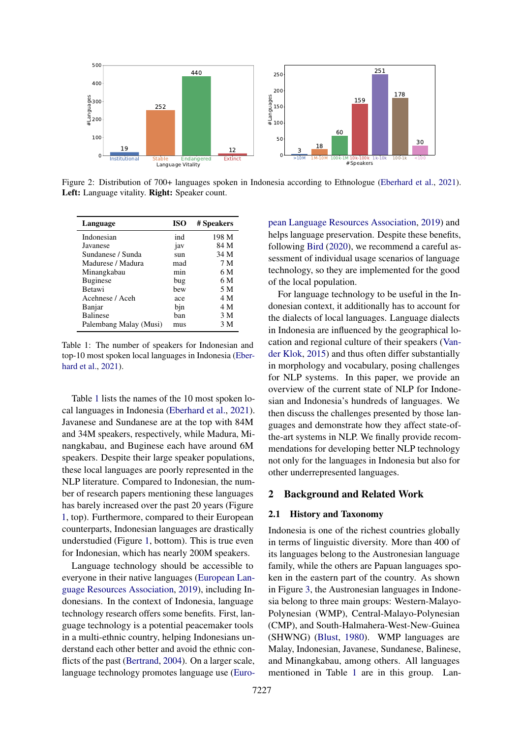Figure 2: Distribution of 700+ languages spoken in Indonesia according to Ethnologue (Eberhard et al., 2021). **Left:** Language vitality. **Right:** Speaker count.

| Language | ISO | # Speakers |
|---|---|---|
| Indonesian | ind | 198 M |
| Javanese | jav | 84 M |
| Sundanese / Sunda | sun | 34 M |
| Madurese / Madura | mad | 7 M |
| Minangkabau | min | 6 M |
| Buginese | bug | 6 M |
| Betawi | bew | 5 M |
| Acehnese / Aceh | ace | 4 M |
| Banjar | bjn | 4 M |
| Balinese | ban | 3 M |
| Palembang Malay (Musi) | mus | 3 M |

Table 1: The number of speakers for Indonesian and top-10 most spoken local languages in Indonesia (Eberhard et al., 2021).

Table 1 lists the names of the 10 most spoken local languages in Indonesia (Eberhard et al., 2021). Javanese and Sundanese are at the top with 84M and 34M speakers, respectively, while Madura, Minangkabau, and Buginese each have around 6M speakers. Despite their large speaker populations, these local languages are poorly represented in the NLP literature. Compared to Indonesian, the number of research papers mentioning these languages has barely increased over the past 20 years (Figure 1, top). Furthermore, compared to their European counterparts, Indonesian languages are drastically understudied (Figure 1, bottom). This is true even for Indonesian, which has nearly 200M speakers.

Language technology should be accessible to everyone in their native languages (European Language Resources Association, 2019), including Indonesians. In the context of Indonesia, language technology research offers some benefits. First, language technology is a potential peacemaker tools in a multi-ethnic country, helping Indonesians understand each other better and avoid the ethnic conflicts of the past (Bertrand, 2004). On a larger scale, language technology promotes language use (European Language Resources Association, 2019) and helps language preservation. Despite these benefits, following Bird (2020), we recommend a careful assessment of individual usage scenarios of language technology, so they are implemented for the good of the local population.

For language technology to be useful in the Indonesian context, it additionally has to account for the dialects of local languages. Language dialects in Indonesia are influenced by the geographical location and regional culture of their speakers (Vander Klok, 2015) and thus often differ substantially in morphology and vocabulary, posing challenges for NLP systems. In this paper, we provide an overview of the current state of NLP for Indonesian and Indonesia's hundreds of languages. We then discuss the challenges presented by those languages and demonstrate how they affect state-of-the-art systems in NLP. We finally provide recommendations for developing better NLP technology not only for the languages in Indonesia but also for other underrepresented languages.

## 2 Background and Related Work

### 2.1 History and Taxonomy

Indonesia is one of the richest countries globally in terms of linguistic diversity. More than 400 of its languages belong to the Austronesian language family, while the others are Papuan languages spoken in the eastern part of the country. As shown in Figure 3, the Austronesian languages in Indonesia belong to three main groups: Western-Malayo-Polynesian (WMP), Central-Malayo-Polynesian (CMP), and South-Halmahera-West-New-Guinea (SHWNG) (Blust, 1980). WMP languages are Malay, Indonesian, Javanese, Sundanese, Balinese, and Minangkabau, among others. All languages mentioned in Table 1 are in this group. Lan-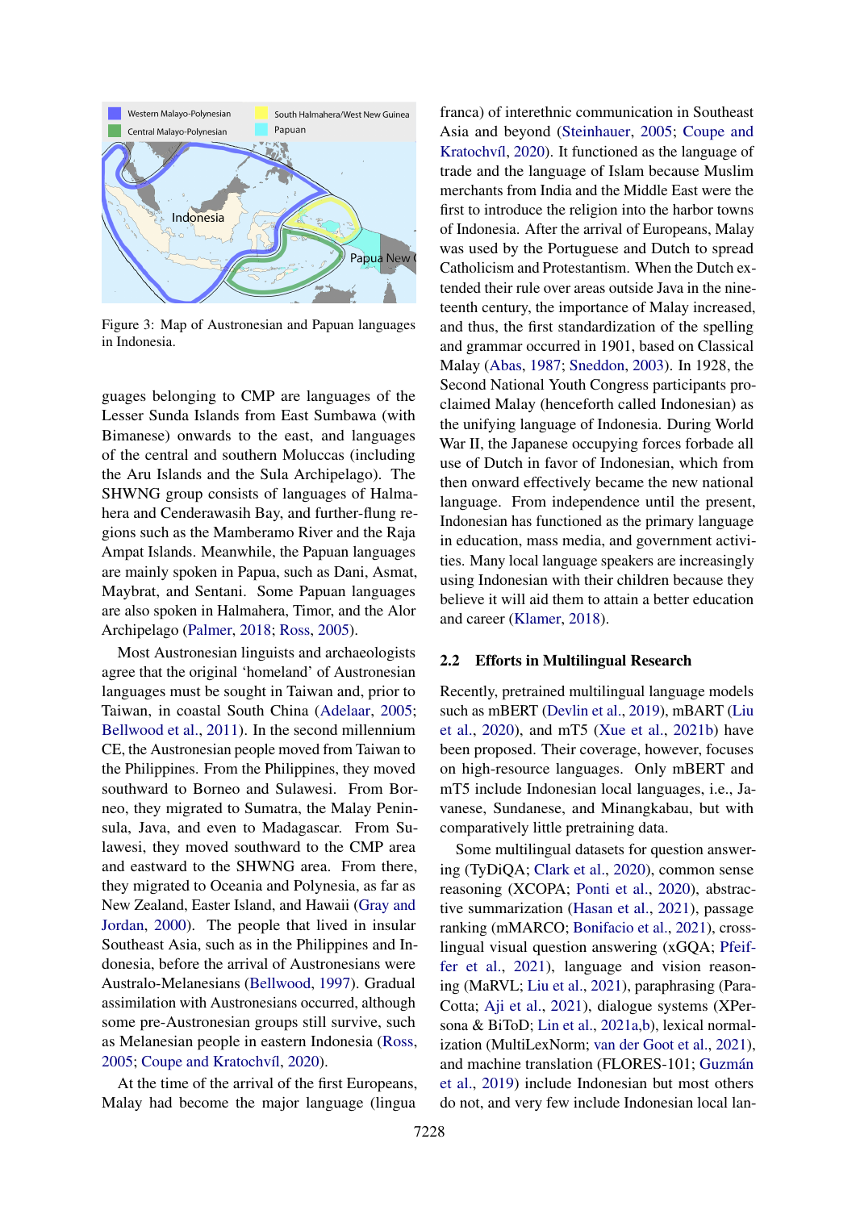Figure 3: Map of Austronesian and Papuan languages in Indonesia.

guages belonging to CMP are languages of the Lesser Sunda Islands from East Sumbawa (with Bimanese) onwards to the east, and languages of the central and southern Moluccas (including the Aru Islands and the Sula Archipelago). The SHWNG group consists of languages of Halmahera and Cenderawasih Bay, and further-flung regions such as the Mamberamo River and the Raja Ampat Islands. Meanwhile, the Papuan languages are mainly spoken in Papua, such as Dani, Asmat, Maybrat, and Sentani. Some Papuan languages are also spoken in Halmahera, Timor, and the Alor Archipelago (Palmer, 2018; Ross, 2005).

Most Austronesian linguists and archaeologists agree that the original 'homeland' of Austronesian languages must be sought in Taiwan and, prior to Taiwan, in coastal South China (Adelaar, 2005; Bellwood et al., 2011). In the second millennium CE, the Austronesian people moved from Taiwan to the Philippines. From the Philippines, they moved southward to Borneo and Sulawesi. From Borneo, they migrated to Sumatra, the Malay Peninsula, Java, and even to Madagascar. From Sulawesi, they moved southward to the CMP area and eastward to the SHWNG area. From there, they migrated to Oceania and Polynesia, as far as New Zealand, Easter Island, and Hawaii (Gray and Jordan, 2000). The people that lived in insular Southeast Asia, such as in the Philippines and Indonesia, before the arrival of Austronesians were Australo-Melanesians (Bellwood, 1997). Gradual assimilation with Austronesians occurred, although some pre-Austronesian groups still survive, such as Melanesian people in eastern Indonesia (Ross, 2005; Coupe and Kratochvíl, 2020).

At the time of the arrival of the first Europeans, Malay had become the major language (lingua franca) of interethnic communication in Southeast Asia and beyond (Steinhauer, 2005; Coupe and Kratochvíl, 2020). It functioned as the language of trade and the language of Islam because Muslim merchants from India and the Middle East were the first to introduce the religion into the harbor towns of Indonesia. After the arrival of Europeans, Malay was used by the Portuguese and Dutch to spread Catholicism and Protestantism. When the Dutch extended their rule over areas outside Java in the nineteenth century, the importance of Malay increased, and thus, the first standardization of the spelling and grammar occurred in 1901, based on Classical Malay (Abas, 1987; Sneddon, 2003). In 1928, the Second National Youth Congress participants proclaimed Malay (henceforth called Indonesian) as the unifying language of Indonesia. During World War II, the Japanese occupying forces forbade all use of Dutch in favor of Indonesian, which from then onward effectively became the new national language. From independence until the present, Indonesian has functioned as the primary language in education, mass media, and government activities. Many local language speakers are increasingly using Indonesian with their children because they believe it will aid them to attain a better education and career (Klamer, 2018).

### 2.2 Efforts in Multilingual Research

Recently, pretrained multilingual language models such as mBERT (Devlin et al., 2019), mBART (Liu et al., 2020), and mT5 (Xue et al., 2021b) have been proposed. Their coverage, however, focuses on high-resource languages. Only mBERT and mT5 include Indonesian local languages, i.e., Javanese, Sundanese, and Minangkabau, but with comparatively little pretraining data.

Some multilingual datasets for question answering (TyDiQA; Clark et al., 2020), common sense reasoning (XCOPA; Ponti et al., 2020), abstractive summarization (Hasan et al., 2021), passage ranking (mMARCO; Bonifacio et al., 2021), cross-lingual visual question answering (xGQA; Pfeiffer et al., 2021), language and vision reasoning (MaRVL; Liu et al., 2021), paraphrasing (ParaCotta; Aji et al., 2021), dialogue systems (XPersona & BiToD; Lin et al., 2021a,b), lexical normalization (MultiLexNorm; van der Goot et al., 2021), and machine translation (FLORES-101; Guzmán et al., 2019) include Indonesian but most others do not, and very few include Indonesian local lan-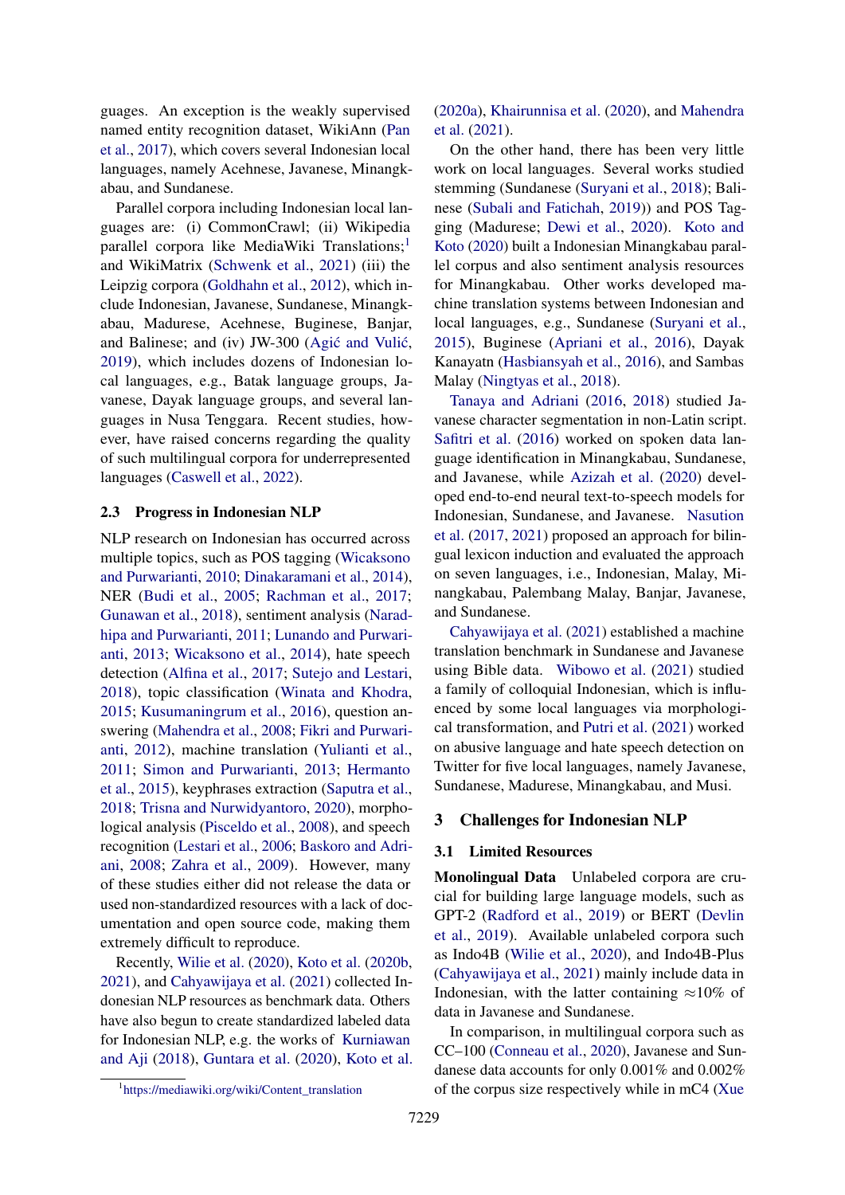guages. An exception is the weakly supervised named entity recognition dataset, WikiAnn (Pan et al., 2017), which covers several Indonesian local languages, namely Acehnese, Javanese, Minangkabau, and Sundanese.

Parallel corpora including Indonesian local languages are: (i) CommonCrawl; (ii) Wikipedia parallel corpora like MediaWiki Translations;[1] and WikiMatrix (Schwenk et al., 2021) (iii) the Leipzig corpora (Goldhahn et al., 2012), which include Indonesian, Javanese, Sundanese, Minangkabau, Madurese, Acehnese, Buginese, Banjar, and Balinese; and (iv) JW-300 (Agić and Vulić, 2019), which includes dozens of Indonesian local languages, e.g., Batak language groups, Javanese, Dayak language groups, and several languages in Nusa Tenggara. Recent studies, however, have raised concerns regarding the quality of such multilingual corpora for underrepresented languages (Caswell et al., 2022).

### 2.3 Progress in Indonesian NLP

NLP research on Indonesian has occurred across multiple topics, such as POS tagging (Wicaksono and Purwarianti, 2010; Dinakaramani et al., 2014), NER (Budi et al., 2005; Rachman et al., 2017; Gunawan et al., 2018), sentiment analysis (Naradhipa and Purwarianti, 2011; Lunando and Purwarianti, 2013; Wicaksono et al., 2014), hate speech detection (Alfina et al., 2017; Sutejo and Lestari, 2018), topic classification (Winata and Khodra, 2015; Kusumaningrum et al., 2016), question answering (Mahendra et al., 2008; Fikri and Purwarianti, 2012), machine translation (Yulianti et al., 2011; Simon and Purwarianti, 2013; Hermanto et al., 2015), keyphrases extraction (Saputra et al., 2018; Trisna and Nurwidyantoro, 2020), morphological analysis (Pisceldo et al., 2008), and speech recognition (Lestari et al., 2006; Baskoro and Adriani, 2008; Zahra et al., 2009). However, many of these studies either did not release the data or used non-standardized resources with a lack of documentation and open source code, making them extremely difficult to reproduce.

Recently, Wilie et al. (2020), Koto et al. (2020b, 2021), and Cahyawijaya et al. (2021) collected Indonesian NLP resources as benchmark data. Others have also begun to create standardized labeled data for Indonesian NLP, e.g. the works of Kurniawan and Aji (2018), Guntara et al. (2020), Koto et al. (2020a), Khairunnisa et al. (2020), and Mahendra et al. (2021).

On the other hand, there has been very little work on local languages. Several works studied stemming (Sundanese (Suryani et al., 2018); Balinese (Subali and Fatichah, 2019)) and POS Tagging (Madurese; Dewi et al., 2020). Koto and Koto (2020) built a Indonesian Minangkabau parallel corpus and also sentiment analysis resources for Minangkabau. Other works developed machine translation systems between Indonesian and local languages, e.g., Sundanese (Suryani et al., 2015), Buginese (Apriani et al., 2016), Dayak Kanayatn (Hasbiansyah et al., 2016), and Sambas Malay (Ningtyas et al., 2018).

Tanaya and Adriani (2016, 2018) studied Javanese character segmentation in non-Latin script. Safitri et al. (2016) worked on spoken data language identification in Minangkabau, Sundanese, and Javanese, while Azizah et al. (2020) developed end-to-end neural text-to-speech models for Indonesian, Sundanese, and Javanese. Nasution et al. (2017, 2021) proposed an approach for bilingual lexicon induction and evaluated the approach on seven languages, i.e., Indonesian, Malay, Minangkabau, Palembang Malay, Banjar, Javanese, and Sundanese.

Cahyawijaya et al. (2021) established a machine translation benchmark in Sundanese and Javanese using Bible data. Wibowo et al. (2021) studied a family of colloquial Indonesian, which is influenced by some local languages via morphological transformation, and Putri et al. (2021) worked on abusive language and hate speech detection on Twitter for five local languages, namely Javanese, Sundanese, Madurese, Minangkabau, and Musi.

## 3 Challenges for Indonesian NLP

### 3.1 Limited Resources

**Monolingual Data** Unlabeled corpora are crucial for building large language models, such as GPT-2 (Radford et al., 2019) or BERT (Devlin et al., 2019). Available unlabeled corpora such as Indo4B (Wilie et al., 2020), and Indo4B-Plus (Cahyawijaya et al., 2021) mainly include data in Indonesian, with the latter containing ≈10% of data in Javanese and Sundanese.

In comparison, in multilingual corpora such as CC–100 (Conneau et al., 2020), Javanese and Sundanese data accounts for only 0.001% and 0.002% of the corpus size respectively while in mC4 (Xue

[1] https://mediawiki.org/wiki/Content_translation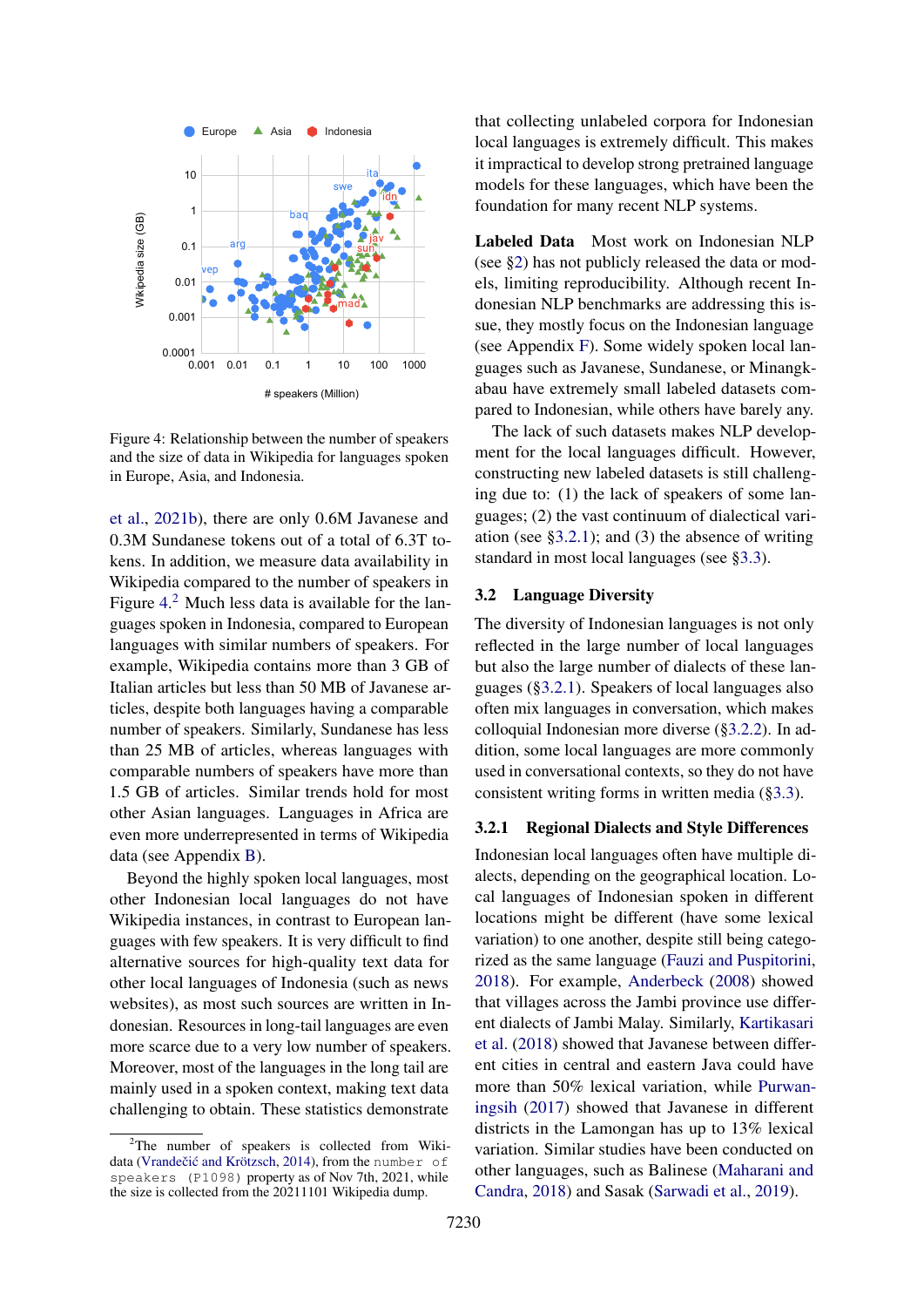Figure 4: Relationship between the number of speakers and the size of data in Wikipedia for languages spoken in Europe, Asia, and Indonesia.

et al., 2021b), there are only 0.6M Javanese and 0.3M Sundanese tokens out of a total of 6.3T tokens. In addition, we measure data availability in Wikipedia compared to the number of speakers in Figure 4.[2] Much less data is available for the languages spoken in Indonesia, compared to European languages with similar numbers of speakers. For example, Wikipedia contains more than 3 GB of Italian articles but less than 50 MB of Javanese articles, despite both languages having a comparable number of speakers. Similarly, Sundanese has less than 25 MB of articles, whereas languages with comparable numbers of speakers have more than 1.5 GB of articles. Similar trends hold for most other Asian languages. Languages in Africa are even more underrepresented in terms of Wikipedia data (see Appendix B).

Beyond the highly spoken local languages, most other Indonesian local languages do not have Wikipedia instances, in contrast to European languages with few speakers. It is very difficult to find alternative sources for high-quality text data for other local languages of Indonesia (such as news websites), as most such sources are written in Indonesian. Resources in long-tail languages are even more scarce due to a very low number of speakers. Moreover, most of the languages in the long tail are mainly used in a spoken context, making text data challenging to obtain. These statistics demonstrate that collecting unlabeled corpora for Indonesian local languages is extremely difficult. This makes it impractical to develop strong pretrained language models for these languages, which have been the foundation for many recent NLP systems.

**Labeled Data** Most work on Indonesian NLP (see §2) has not publicly released the data or models, limiting reproducibility. Although recent Indonesian NLP benchmarks are addressing this issue, they mostly focus on the Indonesian language (see Appendix F). Some widely spoken local languages such as Javanese, Sundanese, or Minangkabau have extremely small labeled datasets compared to Indonesian, while others have barely any.

The lack of such datasets makes NLP development for the local languages difficult. However, constructing new labeled datasets is still challenging due to: (1) the lack of speakers of some languages; (2) the vast continuum of dialectical variation (see §3.2.1); and (3) the absence of writing standard in most local languages (see §3.3).

## 3.2 Language Diversity

The diversity of Indonesian languages is not only reflected in the large number of local languages but also the large number of dialects of these languages (§3.2.1). Speakers of local languages also often mix languages in conversation, which makes colloquial Indonesian more diverse (§3.2.2). In addition, some local languages are more commonly used in conversational contexts, so they do not have consistent writing forms in written media (§3.3).

### 3.2.1 Regional Dialects and Style Differences

Indonesian local languages often have multiple dialects, depending on the geographical location. Local languages of Indonesian spoken in different locations might be different (have some lexical variation) to one another, despite still being categorized as the same language (Fauzi and Puspitorini, 2018). For example, Anderbeck (2008) showed that villages across the Jambi province use different dialects of Jambi Malay. Similarly, Kartikasari et al. (2018) showed that Javanese between different cities in central and eastern Java could have more than 50% lexical variation, while Purwaningsih (2017) showed that Javanese in different districts in the Lamongan has up to 13% lexical variation. Similar studies have been conducted on other languages, such as Balinese (Maharani and Candra, 2018) and Sasak (Sarwadi et al., 2019).

[2]The number of speakers is collected from Wikidata (Vrandečić and Krötzsch, 2014), from the `number of speakers (P1098)` property as of Nov 7th, 2021, while the size is collected from the 20211101 Wikipedia dump.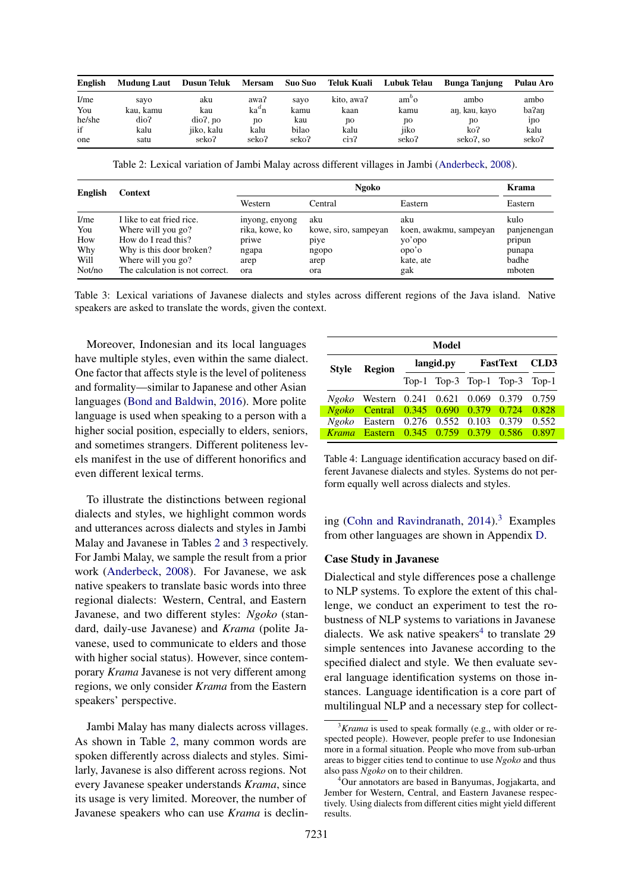| English | Mudung Laut | Dusun Teluk | Mersam | Suo Suo | Teluk Kuali | Lubuk Telau | Bunga Tanjung | Pulau Aro |
|---|---|---|---|---|---|---|---|---|
| I/me | sayo | aku | awaʔ | sayo | kito, awaʔ | am$^{b}$o | ambo | ambo |
| You | kau, kamu | kau | ka$^{d}$n | kamu | kaan | kamu | aŋ, kau, kayo | baʔaŋ |
| he/she | dioʔ | dioʔ, ɲo | ɲo | kau | ɲo | ɲo | ɲo | iɲo |
| if | kalu | jiko, kalu | kalu | bilao | kalu | jiko | koʔ | kalu |
| one | satu | sekoʔ | sekoʔ | sekoʔ | ciɜʔ | sekoʔ | sekoʔ, so | sekoʔ |

Table 2: Lexical variation of Jambi Malay across different villages in Jambi (Anderbeck, 2008).

| English | Context | Ngoko | | | Krama |
|---|---|---|---|---|---|
| | | Western | Central | Eastern | Eastern |
| I/me | I like to eat fried rice. | inyong, enyong | aku | aku | kulo |
| You | Where will you go? | rika, kowe, ko | kowe, siro, sampeyan | koen, awakmu, sampeyan | panjenengan |
| How | How do I read this? | priwe | piye | yo'opo | pripun |
| Why | Why is this door broken? | ngapa | ngopo | opo'o | punapa |
| Will | Where will you go? | arep | arep | kate, ate | badhe |
| Not/no | The calculation is not correct. | ora | ora | gak | mboten |

Table 3: Lexical variations of Javanese dialects and styles across different regions of the Java island. Native speakers are asked to translate the words, given the context.

Moreover, Indonesian and its local languages have multiple styles, even within the same dialect. One factor that affects style is the level of politeness and formality—similar to Japanese and other Asian languages (Bond and Baldwin, 2016). More polite language is used when speaking to a person with a higher social position, especially to elders, seniors, and sometimes strangers. Different politeness levels manifest in the use of different honorifics and even different lexical terms.

To illustrate the distinctions between regional dialects and styles, we highlight common words and utterances across dialects and styles in Jambi Malay and Javanese in Tables 2 and 3 respectively. For Jambi Malay, we sample the result from a prior work (Anderbeck, 2008). For Javanese, we ask native speakers to translate basic words into three regional dialects: Western, Central, and Eastern Javanese, and two different styles: *Ngoko* (standard, daily-use Javanese) and *Krama* (polite Javanese, used to communicate to elders and those with higher social status). However, since contemporary *Krama* Javanese is not very different among regions, we only consider *Krama* from the Eastern speakers' perspective.

Jambi Malay has many dialects across villages. As shown in Table 2, many common words are spoken differently across dialects and styles. Similarly, Javanese is also different across regions. Not every Javanese speaker understands *Krama*, since its usage is very limited. Moreover, the number of Javanese speakers who can use *Krama* is declining (Cohn and Ravindranath, 2014).[3] Examples from other languages are shown in Appendix D.

| Style | Region | langid.py | | FastText | | CLD3 |
|---|---|---|---|---|---|---|
| | | Top-1 | Top-3 | Top-1 | Top-3 | Top-1 |
| *Ngoko* | Western | 0.241 | 0.621 | 0.069 | 0.379 | 0.759 |
| *Ngoko* | Central | 0.345 | 0.690 | 0.379 | 0.724 | 0.828 |
| *Ngoko* | Eastern | 0.276 | 0.552 | 0.103 | 0.379 | 0.552 |
| *Krama* | Eastern | 0.345 | 0.759 | 0.379 | 0.586 | 0.897 |

Table 4: Language identification accuracy based on different Javanese dialects and styles. Systems do not perform equally well across dialects and styles.

### Case Study in Javanese

Dialectical and style differences pose a challenge to NLP systems. To explore the extent of this challenge, we conduct an experiment to test the robustness of NLP systems to variations in Javanese dialects. We ask native speakers[4] to translate 29 simple sentences into Javanese according to the specified dialect and style. We then evaluate several language identification systems on those instances. Language identification is a core part of multilingual NLP and a necessary step for collect-

[3] *Krama* is used to speak formally (e.g., with older or respected people). However, people prefer to use Indonesian more in a formal situation. People who move from sub-urban areas to bigger cities tend to continue to use *Ngoko* and thus also pass *Ngoko* on to their children.

[4] Our annotators are based in Banyumas, Jogjakarta, and Jember for Western, Central, and Eastern Javanese respectively. Using dialects from different cities might yield different results.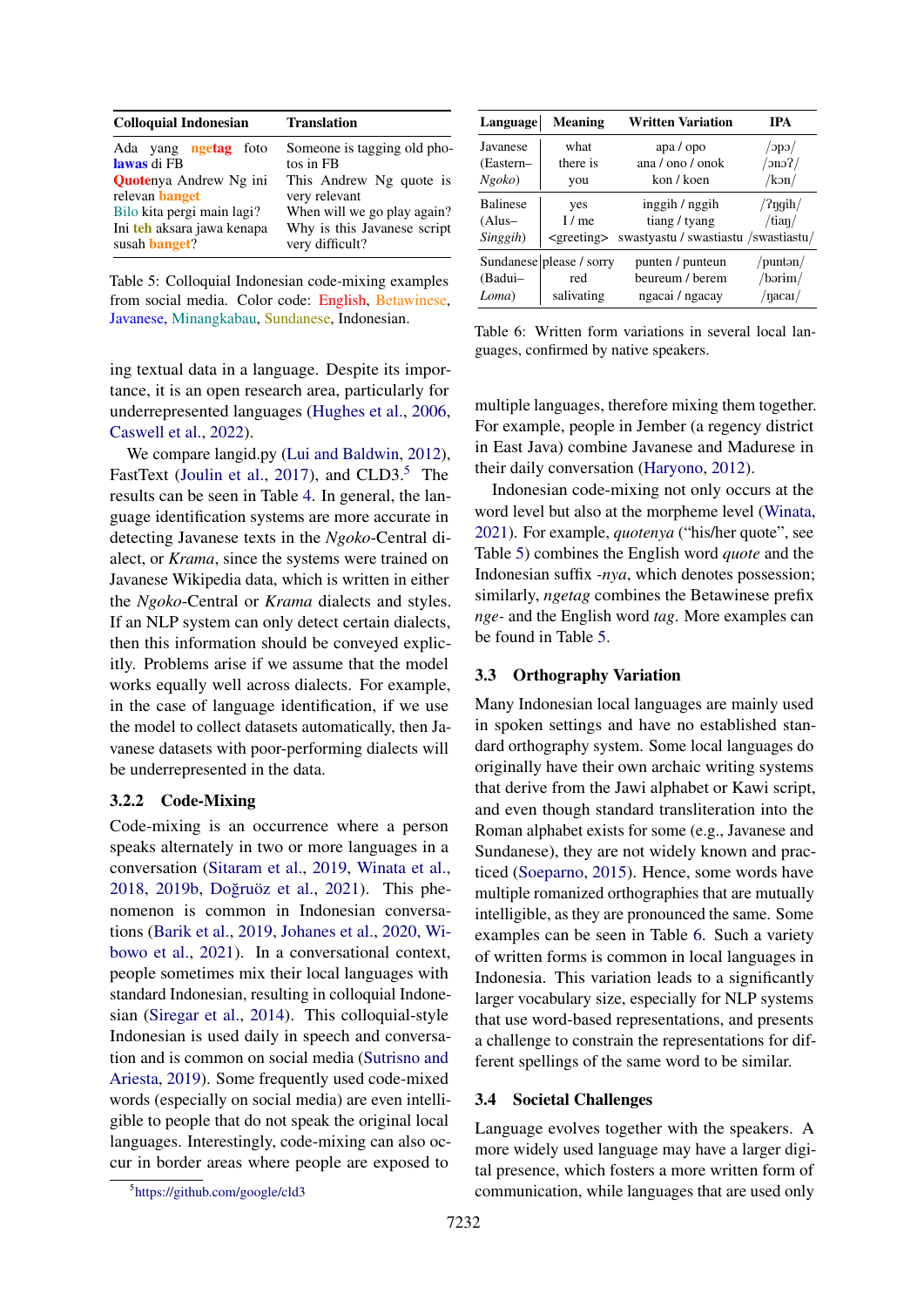| Colloquial Indonesian | Translation |
|---|---|
| Ada yang ngetag foto lawas di FB | Someone is tagging old photos in FB |
| Quotenya Andrew Ng ini relevan banget | This Andrew Ng quote is very relevant |
| Bilo kita pergi main lagi? | When will we go play again? |
| Ini teh aksara jawa kenapa susah banget? | Why is this Javanese script very difficult? |

Table 5: Colloquial Indonesian code-mixing examples from social media. Color code: English, Betawinese, Javanese, Minangkabau, Sundanese, Indonesian.

| Language | Meaning | Written Variation | IPA |
|---|---|---|---|
| Javanese (Eastern–*Ngoko*) | what<br>there is<br>you | apa / opo<br>ana / ono / onok<br>kon / koen | /ɔpɔ/<br>/ɔnɔʔ/<br>/kɔn/ |
| Balinese (Alus–*Singgih*) | yes<br>I / me<br><greeting> | inggih / nggih<br>tiang / tyang<br>swastyastu / swastiastu | /ʔŋgih/<br>/tiaŋ/<br>/swastiastu/ |
| Sundanese (Badui–*Loma*) | please / sorry<br>red<br>salivating | punten / punteun<br>beureum / berem<br>ngacai / ngacay | /puntən/<br>/bərim/<br>/ŋacaɪ/ |

Table 6: Written form variations in several local languages, confirmed by native speakers.

ing textual data in a language. Despite its importance, it is an open research area, particularly for underrepresented languages (Hughes et al., 2006, Caswell et al., 2022).

We compare langid.py (Lui and Baldwin, 2012), FastText (Joulin et al., 2017), and CLD3.[5] The results can be seen in Table 4. In general, the language identification systems are more accurate in detecting Javanese texts in the *Ngoko*-Central dialect, or *Krama*, since the systems were trained on Javanese Wikipedia data, which is written in either the *Ngoko*-Central or *Krama* dialects and styles. If an NLP system can only detect certain dialects, then this information should be conveyed explicitly. Problems arise if we assume that the model works equally well across dialects. For example, in the case of language identification, if we use the model to collect datasets automatically, then Javanese datasets with poor-performing dialects will be underrepresented in the data.

#### 3.2.2 Code-Mixing

Code-mixing is an occurrence where a person speaks alternately in two or more languages in a conversation (Sitaram et al., 2019, Winata et al., 2018, 2019b, Doğruöz et al., 2021). This phenomenon is common in Indonesian conversations (Barik et al., 2019, Johanes et al., 2020, Wibowo et al., 2021). In a conversational context, people sometimes mix their local languages with standard Indonesian, resulting in colloquial Indonesian (Siregar et al., 2014). This colloquial-style Indonesian is used daily in speech and conversation and is common on social media (Sutrisno and Ariesta, 2019). Some frequently used code-mixed words (especially on social media) are even intelligible to people that do not speak the original local languages. Interestingly, code-mixing can also occur in border areas where people are exposed to multiple languages, therefore mixing them together. For example, people in Jember (a regency district in East Java) combine Javanese and Madurese in their daily conversation (Haryono, 2012).

Indonesian code-mixing not only occurs at the word level but also at the morpheme level (Winata, 2021). For example, *quotenya* ("his/her quote", see Table 5) combines the English word *quote* and the Indonesian suffix *-nya*, which denotes possession; similarly, *ngetag* combines the Betawinese prefix *nge-* and the English word *tag*. More examples can be found in Table 5.

### 3.3 Orthography Variation

Many Indonesian local languages are mainly used in spoken settings and have no established standard orthography system. Some local languages do originally have their own archaic writing systems that derive from the Jawi alphabet or Kawi script, and even though standard transliteration into the Roman alphabet exists for some (e.g., Javanese and Sundanese), they are not widely known and practiced (Soeparno, 2015). Hence, some words have multiple romanized orthographies that are mutually intelligible, as they are pronounced the same. Some examples can be seen in Table 6. Such a variety of written forms is common in local languages in Indonesia. This variation leads to a significantly larger vocabulary size, especially for NLP systems that use word-based representations, and presents a challenge to constrain the representations for different spellings of the same word to be similar.

### 3.4 Societal Challenges

Language evolves together with the speakers. A more widely used language may have a larger digital presence, which fosters a more written form of communication, while languages that are used only

[5] https://github.com/google/cld3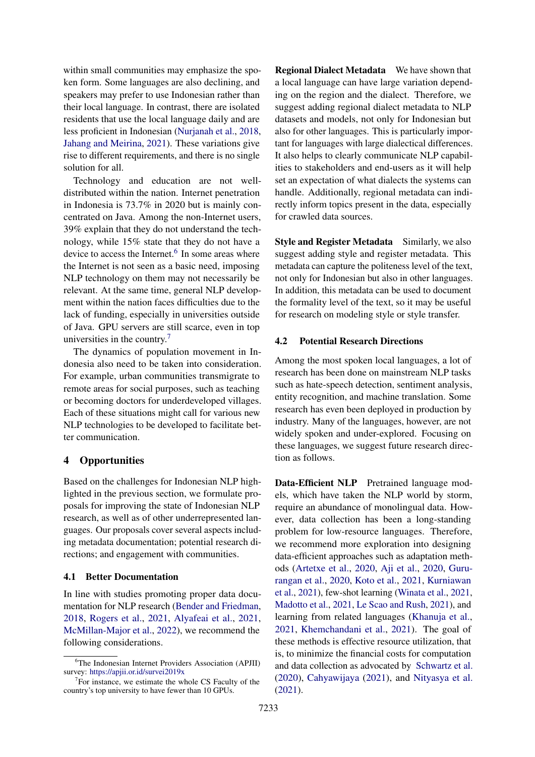within small communities may emphasize the spoken form. Some languages are also declining, and speakers may prefer to use Indonesian rather than their local language. In contrast, there are isolated residents that use the local language daily and are less proficient in Indonesian (Nurjanah et al., 2018, Jahang and Meirina, 2021). These variations give rise to different requirements, and there is no single solution for all.

Technology and education are not well-distributed within the nation. Internet penetration in Indonesia is 73.7% in 2020 but is mainly concentrated on Java. Among the non-Internet users, 39% explain that they do not understand the technology, while 15% state that they do not have a device to access the Internet.[6] In some areas where the Internet is not seen as a basic need, imposing NLP technology on them may not necessarily be relevant. At the same time, general NLP development within the nation faces difficulties due to the lack of funding, especially in universities outside of Java. GPU servers are still scarce, even in top universities in the country.[7]

The dynamics of population movement in Indonesia also need to be taken into consideration. For example, urban communities transmigrate to remote areas for social purposes, such as teaching or becoming doctors for underdeveloped villages. Each of these situations might call for various new NLP technologies to be developed to facilitate better communication.

# 4 Opportunities

Based on the challenges for Indonesian NLP highlighted in the previous section, we formulate proposals for improving the state of Indonesian NLP research, as well as of other underrepresented languages. Our proposals cover several aspects including metadata documentation; potential research directions; and engagement with communities.

## 4.1 Better Documentation

In line with studies promoting proper data documentation for NLP research (Bender and Friedman, 2018, Rogers et al., 2021, Alyafeai et al., 2021, McMillan-Major et al., 2022), we recommend the following considerations.

**Regional Dialect Metadata** We have shown that a local language can have large variation depending on the region and the dialect. Therefore, we suggest adding regional dialect metadata to NLP datasets and models, not only for Indonesian but also for other languages. This is particularly important for languages with large dialectical differences. It also helps to clearly communicate NLP capabilities to stakeholders and end-users as it will help set an expectation of what dialects the systems can handle. Additionally, regional metadata can indirectly inform topics present in the data, especially for crawled data sources.

**Style and Register Metadata** Similarly, we also suggest adding style and register metadata. This metadata can capture the politeness level of the text, not only for Indonesian but also in other languages. In addition, this metadata can be used to document the formality level of the text, so it may be useful for research on modeling style or style transfer.

## 4.2 Potential Research Directions

Among the most spoken local languages, a lot of research has been done on mainstream NLP tasks such as hate-speech detection, sentiment analysis, entity recognition, and machine translation. Some research has even been deployed in production by industry. Many of the languages, however, are not widely spoken and under-explored. Focusing on these languages, we suggest future research direction as follows.

**Data-Efficient NLP** Pretrained language models, which have taken the NLP world by storm, require an abundance of monolingual data. However, data collection has been a long-standing problem for low-resource languages. Therefore, we recommend more exploration into designing data-efficient approaches such as adaptation methods (Artetxe et al., 2020, Aji et al., 2020, Gururangan et al., 2020, Koto et al., 2021, Kurniawan et al., 2021), few-shot learning (Winata et al., 2021, Madotto et al., 2021, Le Scao and Rush, 2021), and learning from related languages (Khanuja et al., 2021, Khemchandani et al., 2021). The goal of these methods is effective resource utilization, that is, to minimize the financial costs for computation and data collection as advocated by Schwartz et al. (2020), Cahyawijaya (2021), and Nityasya et al. (2021).

[6]The Indonesian Internet Providers Association (APJII) survey: https://apjii.or.id/survei2019x

[7]For instance, we estimate the whole CS Faculty of the country's top university to have fewer than 10 GPUs.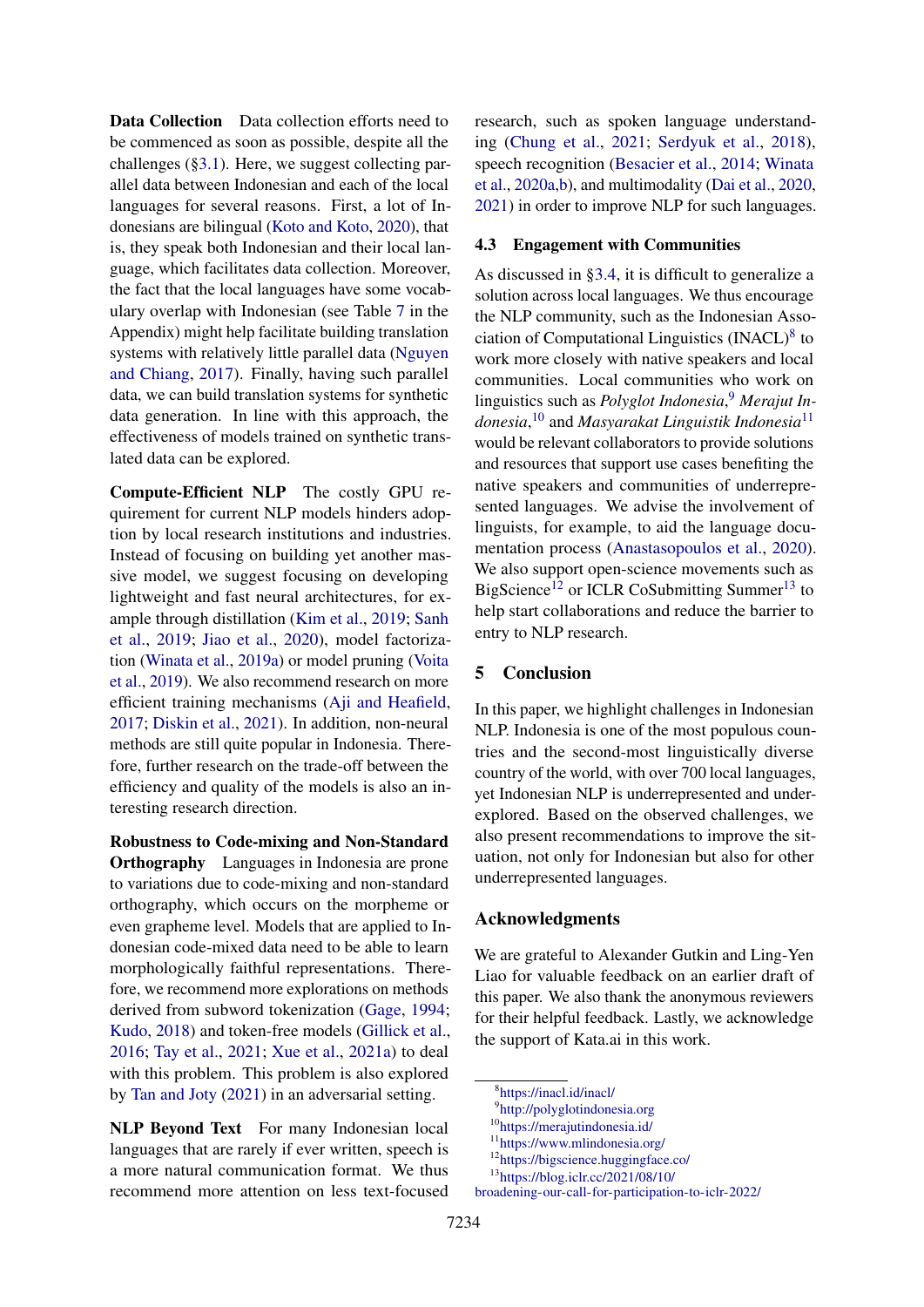**Data Collection** Data collection efforts need to be commenced as soon as possible, despite all the challenges (§3.1). Here, we suggest collecting parallel data between Indonesian and each of the local languages for several reasons. First, a lot of Indonesians are bilingual (Koto and Koto, 2020), that is, they speak both Indonesian and their local language, which facilitates data collection. Moreover, the fact that the local languages have some vocabulary overlap with Indonesian (see Table 7 in the Appendix) might help facilitate building translation systems with relatively little parallel data (Nguyen and Chiang, 2017). Finally, having such parallel data, we can build translation systems for synthetic data generation. In line with this approach, the effectiveness of models trained on synthetic translated data can be explored.

**Compute-Efficient NLP** The costly GPU requirement for current NLP models hinders adoption by local research institutions and industries. Instead of focusing on building yet another massive model, we suggest focusing on developing lightweight and fast neural architectures, for example through distillation (Kim et al., 2019; Sanh et al., 2019; Jiao et al., 2020), model factorization (Winata et al., 2019a) or model pruning (Voita et al., 2019). We also recommend research on more efficient training mechanisms (Aji and Heafield, 2017; Diskin et al., 2021). In addition, non-neural methods are still quite popular in Indonesia. Therefore, further research on the trade-off between the efficiency and quality of the models is also an interesting research direction.

**Robustness to Code-mixing and Non-Standard Orthography** Languages in Indonesia are prone to variations due to code-mixing and non-standard orthography, which occurs on the morpheme or even grapheme level. Models that are applied to Indonesian code-mixed data need to be able to learn morphologically faithful representations. Therefore, we recommend more explorations on methods derived from subword tokenization (Gage, 1994; Kudo, 2018) and token-free models (Gillick et al., 2016; Tay et al., 2021; Xue et al., 2021a) to deal with this problem. This problem is also explored by Tan and Joty (2021) in an adversarial setting.

**NLP Beyond Text** For many Indonesian local languages that are rarely if ever written, speech is a more natural communication format. We thus recommend more attention on less text-focused research, such as spoken language understanding (Chung et al., 2021; Serdyuk et al., 2018), speech recognition (Besacier et al., 2014; Winata et al., 2020a,b), and multimodality (Dai et al., 2020, 2021) in order to improve NLP for such languages.

### 4.3 Engagement with Communities

As discussed in §3.4, it is difficult to generalize a solution across local languages. We thus encourage the NLP community, such as the Indonesian Association of Computational Linguistics (INACL)[8] to work more closely with native speakers and local communities. Local communities who work on linguistics such as *Polyglot Indonesia*,[9] *Merajut Indonesia*,[10] and *Masyarakat Linguistik Indonesia*[11] would be relevant collaborators to provide solutions and resources that support use cases benefiting the native speakers and communities of underrepresented languages. We advise the involvement of linguists, for example, to aid the language documentation process (Anastasopoulos et al., 2020). We also support open-science movements such as BigScience[12] or ICLR CoSubmitting Summer[13] to help start collaborations and reduce the barrier to entry to NLP research.

## 5 Conclusion

In this paper, we highlight challenges in Indonesian NLP. Indonesia is one of the most populous countries and the second-most linguistically diverse country of the world, with over 700 local languages, yet Indonesian NLP is underrepresented and under-explored. Based on the observed challenges, we also present recommendations to improve the situation, not only for Indonesian but also for other underrepresented languages.

## Acknowledgments

We are grateful to Alexander Gutkin and Ling-Yen Liao for valuable feedback on an earlier draft of this paper. We also thank the anonymous reviewers for their helpful feedback. Lastly, we acknowledge the support of Kata.ai in this work.

[8] https://inacl.id/inacl/

[9] http://polyglotindonesia.org

[10] https://merajutindonesia.id/

[11] https://www.mlindonesia.org/

[12] https://bigscience.huggingface.co/

[13] https://blog.iclr.cc/2021/08/10/broadening-our-call-for-participation-to-iclr-2022/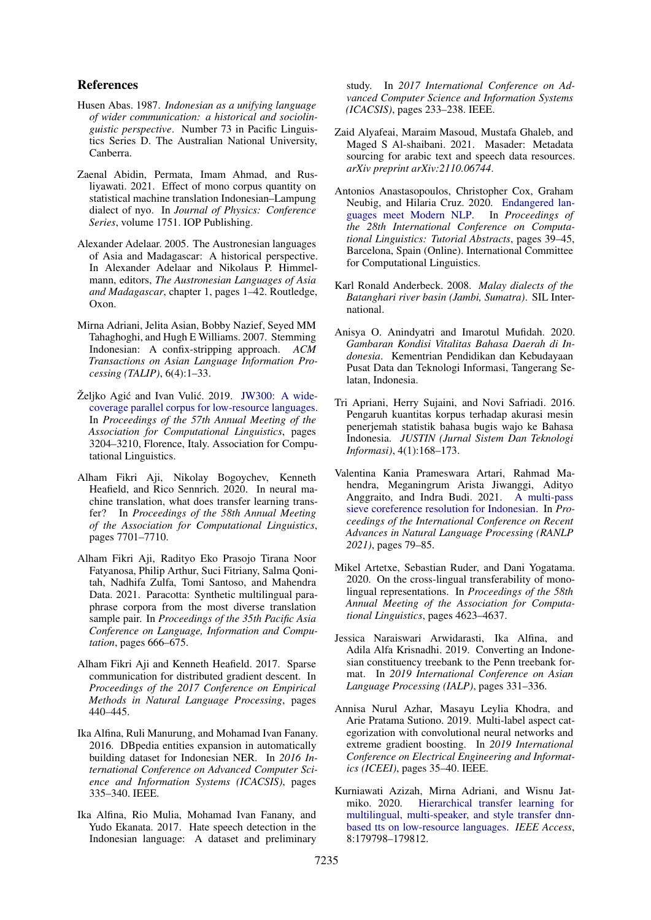## References

Husen Abas. 1987. *Indonesian as a unifying language of wider communication: a historical and sociolinguistic perspective*. Number 73 in Pacific Linguistics Series D. The Australian National University, Canberra.

Zaenal Abidin, Permata, Imam Ahmad, and Rusliyawati. 2021. Effect of mono corpus quantity on statistical machine translation Indonesian–Lampung dialect of nyo. In *Journal of Physics: Conference Series*, volume 1751. IOP Publishing.

Alexander Adelaar. 2005. The Austronesian languages of Asia and Madagascar: A historical perspective. In Alexander Adelaar and Nikolaus P. Himmelmann, editors, *The Austronesian Languages of Asia and Madagascar*, chapter 1, pages 1–42. Routledge, Oxon.

Mirna Adriani, Jelita Asian, Bobby Nazief, Seyed MM Tahaghoghi, and Hugh E Williams. 2007. Stemming Indonesian: A confix-stripping approach. *ACM Transactions on Asian Language Information Processing (TALIP)*, 6(4):1–33.

Željko Agić and Ivan Vulić. 2019. JW300: A wide-coverage parallel corpus for low-resource languages. In *Proceedings of the 57th Annual Meeting of the Association for Computational Linguistics*, pages 3204–3210, Florence, Italy. Association for Computational Linguistics.

Alham Fikri Aji, Nikolay Bogoychev, Kenneth Heafield, and Rico Sennrich. 2020. In neural machine translation, what does transfer learning transfer? In *Proceedings of the 58th Annual Meeting of the Association for Computational Linguistics*, pages 7701–7710.

Alham Fikri Aji, Radityo Eko Prasojo Tirana Noor Fatyanosa, Philip Arthur, Suci Fitriany, Salma Qonitah, Nadhifa Zulfa, Tomi Santoso, and Mahendra Data. 2021. Paracotta: Synthetic multilingual paraphrase corpora from the most diverse translation sample pair. In *Proceedings of the 35th Pacific Asia Conference on Language, Information and Computation*, pages 666–675.

Alham Fikri Aji and Kenneth Heafield. 2017. Sparse communication for distributed gradient descent. In *Proceedings of the 2017 Conference on Empirical Methods in Natural Language Processing*, pages 440–445.

Ika Alfina, Ruli Manurung, and Mohamad Ivan Fanany. 2016. DBpedia entities expansion in automatically building dataset for Indonesian NER. In *2016 International Conference on Advanced Computer Science and Information Systems (ICACSIS)*, pages 335–340. IEEE.

Ika Alfina, Rio Mulia, Mohamad Ivan Fanany, and Yudo Ekanata. 2017. Hate speech detection in the Indonesian language: A dataset and preliminary study. In *2017 International Conference on Advanced Computer Science and Information Systems (ICACSIS)*, pages 233–238. IEEE.

Zaid Alyafeai, Maraim Masoud, Mustafa Ghaleb, and Maged S Al-shaibani. 2021. Masader: Metadata sourcing for arabic text and speech data resources. *arXiv preprint arXiv:2110.06744*.

Antonios Anastasopoulos, Christopher Cox, Graham Neubig, and Hilaria Cruz. 2020. Endangered languages meet Modern NLP. In *Proceedings of the 28th International Conference on Computational Linguistics: Tutorial Abstracts*, pages 39–45, Barcelona, Spain (Online). International Committee for Computational Linguistics.

Karl Ronald Anderbeck. 2008. *Malay dialects of the Batanghari river basin (Jambi, Sumatra)*. SIL International.

Anisya O. Anindyatri and Imarotul Mufidah. 2020. *Gambaran Kondisi Vitalitas Bahasa Daerah di Indonesia*. Kementrian Pendidikan dan Kebudayaan Pusat Data dan Teknologi Informasi, Tangerang Selatan, Indonesia.

Tri Apriani, Herry Sujaini, and Novi Safriadi. 2016. Pengaruh kuantitas korpus terhadap akurasi mesin penerjemah statistik bahasa bugis wajo ke Bahasa Indonesia. *JUSTIN (Jurnal Sistem Dan Teknologi Informasi)*, 4(1):168–173.

Valentina Kania Prameswara Artari, Rahmad Mahendra, Meganingrum Arista Jiwanggi, Adityo Anggraito, and Indra Budi. 2021. A multi-pass sieve coreference resolution for Indonesian. In *Proceedings of the International Conference on Recent Advances in Natural Language Processing (RANLP 2021)*, pages 79–85.

Mikel Artetxe, Sebastian Ruder, and Dani Yogatama. 2020. On the cross-lingual transferability of monolingual representations. In *Proceedings of the 58th Annual Meeting of the Association for Computational Linguistics*, pages 4623–4637.

Jessica Naraiswari Arwidarasti, Ika Alfina, and Adila Alfa Krisnadhi. 2019. Converting an Indonesian constituency treebank to the Penn treebank format. In *2019 International Conference on Asian Language Processing (IALP)*, pages 331–336.

Annisa Nurul Azhar, Masayu Leylia Khodra, and Arie Pratama Sutiono. 2019. Multi-label aspect categorization with convolutional neural networks and extreme gradient boosting. In *2019 International Conference on Electrical Engineering and Informatics (ICEEI)*, pages 35–40. IEEE.

Kurniawati Azizah, Mirna Adriani, and Wisnu Jatmiko. 2020. Hierarchical transfer learning for multilingual, multi-speaker, and style transfer dnn-based tts on low-resource languages. *IEEE Access*, 8:179798–179812.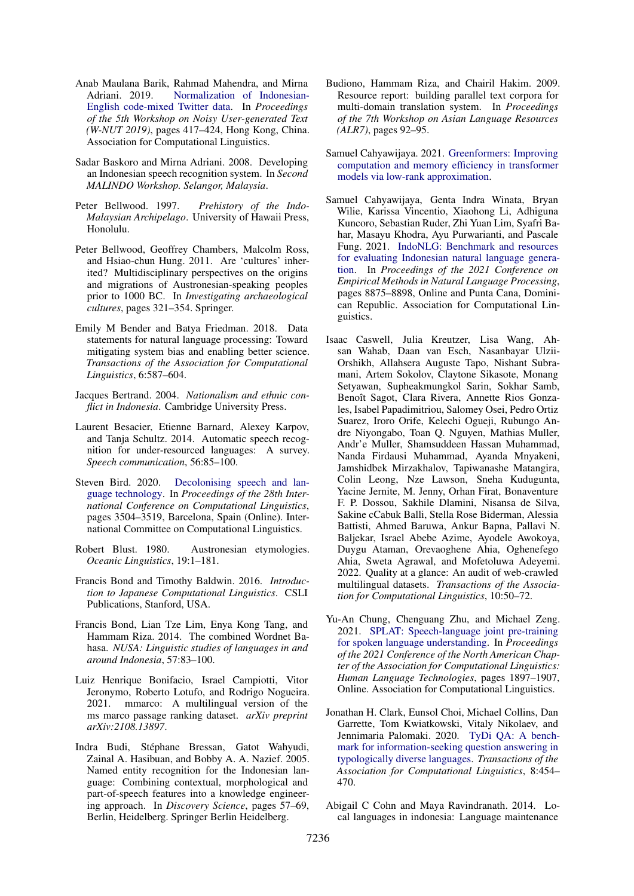Anab Maulana Barik, Rahmad Mahendra, and Mirna Adriani. 2019. Normalization of Indonesian-English code-mixed Twitter data. In *Proceedings of the 5th Workshop on Noisy User-generated Text (W-NUT 2019)*, pages 417–424, Hong Kong, China. Association for Computational Linguistics.

Sadar Baskoro and Mirna Adriani. 2008. Developing an Indonesian speech recognition system. In *Second MALINDO Workshop. Selangor, Malaysia*.

Peter Bellwood. 1997. *Prehistory of the Indo-Malaysian Archipelago*. University of Hawaii Press, Honolulu.

Peter Bellwood, Geoffrey Chambers, Malcolm Ross, and Hsiao-chun Hung. 2011. Are 'cultures' inherited? Multidisciplinary perspectives on the origins and migrations of Austronesian-speaking peoples prior to 1000 BC. In *Investigating archaeological cultures*, pages 321–354. Springer.

Emily M Bender and Batya Friedman. 2018. Data statements for natural language processing: Toward mitigating system bias and enabling better science. *Transactions of the Association for Computational Linguistics*, 6:587–604.

Jacques Bertrand. 2004. *Nationalism and ethnic conflict in Indonesia*. Cambridge University Press.

Laurent Besacier, Etienne Barnard, Alexey Karpov, and Tanja Schultz. 2014. Automatic speech recognition for under-resourced languages: A survey. *Speech communication*, 56:85–100.

Steven Bird. 2020. Decolonising speech and language technology. In *Proceedings of the 28th International Conference on Computational Linguistics*, pages 3504–3519, Barcelona, Spain (Online). International Committee on Computational Linguistics.

Robert Blust. 1980. Austronesian etymologies. *Oceanic Linguistics*, 19:1–181.

Francis Bond and Timothy Baldwin. 2016. *Introduction to Japanese Computational Linguistics*. CSLI Publications, Stanford, USA.

Francis Bond, Lian Tze Lim, Enya Kong Tang, and Hammam Riza. 2014. The combined Wordnet Bahasa. *NUSA: Linguistic studies of languages in and around Indonesia*, 57:83–100.

Luiz Henrique Bonifacio, Israel Campiotti, Vitor Jeronymo, Roberto Lotufo, and Rodrigo Nogueira. 2021. mmarco: A multilingual version of the ms marco passage ranking dataset. *arXiv preprint arXiv:2108.13897*.

Indra Budi, Stéphane Bressan, Gatot Wahyudi, Zainal A. Hasibuan, and Bobby A. A. Nazief. 2005. Named entity recognition for the Indonesian language: Combining contextual, morphological and part-of-speech features into a knowledge engineering approach. In *Discovery Science*, pages 57–69, Berlin, Heidelberg. Springer Berlin Heidelberg.

Budiono, Hammam Riza, and Chairil Hakim. 2009. Resource report: building parallel text corpora for multi-domain translation system. In *Proceedings of the 7th Workshop on Asian Language Resources (ALR7)*, pages 92–95.

Samuel Cahyawijaya. 2021. Greenformers: Improving computation and memory efficiency in transformer models via low-rank approximation.

Samuel Cahyawijaya, Genta Indra Winata, Bryan Wilie, Karissa Vincentio, Xiaohong Li, Adhiguna Kuncoro, Sebastian Ruder, Zhi Yuan Lim, Syafri Bahar, Masayu Khodra, Ayu Purwarianti, and Pascale Fung. 2021. IndoNLG: Benchmark and resources for evaluating Indonesian natural language generation. In *Proceedings of the 2021 Conference on Empirical Methods in Natural Language Processing*, pages 8875–8898, Online and Punta Cana, Dominican Republic. Association for Computational Linguistics.

Isaac Caswell, Julia Kreutzer, Lisa Wang, Ahsan Wahab, Daan van Esch, Nasanbayar Ulzii-Orshikh, Allahsera Auguste Tapo, Nishant Subramani, Artem Sokolov, Claytone Sikasote, Monang Setyawan, Supheakmungkol Sarin, Sokhar Samb, Benoît Sagot, Clara Rivera, Annette Rios Gonzales, Isabel Papadimitriou, Salomey Osei, Pedro Ortiz Suarez, Iroro Orife, Kelechi Ogueji, Rubungo Andre Niyongabo, Toan Q. Nguyen, Mathias Muller, Andr'e Muller, Shamsuddeen Hassan Muhammad, Nanda Firdausi Muhammad, Ayanda Mnyakeni, Jamshidbek Mirzakhalov, Tapiwanashe Matangira, Colin Leong, Nze Lawson, Sneha Kudugunta, Yacine Jernite, M. Jenny, Orhan Firat, Bonaventure F. P. Dossou, Sakhile Dlamini, Nisansa de Silva, Sakine cCabuk Balli, Stella Rose Biderman, Alessia Battisti, Ahmed Baruwa, Ankur Bapna, Pallavi N. Baljekar, Israel Abebe Azime, Ayodele Awokoya, Duygu Ataman, Orevaoghene Ahia, Oghenefego Ahia, Sweta Agrawal, and Mofetoluwa Adeyemi. 2022. Quality at a glance: An audit of web-crawled multilingual datasets. *Transactions of the Association for Computational Linguistics*, 10:50–72.

Yu-An Chung, Chenguang Zhu, and Michael Zeng. 2021. SPLAT: Speech-language joint pre-training for spoken language understanding. In *Proceedings of the 2021 Conference of the North American Chapter of the Association for Computational Linguistics: Human Language Technologies*, pages 1897–1907, Online. Association for Computational Linguistics.

Jonathan H. Clark, Eunsol Choi, Michael Collins, Dan Garrette, Tom Kwiatkowski, Vitaly Nikolaev, and Jennimaria Palomaki. 2020. TyDi QA: A benchmark for information-seeking question answering in typologically diverse languages. *Transactions of the Association for Computational Linguistics*, 8:454–470.

Abigail C Cohn and Maya Ravindranath. 2014. Local languages in indonesia: Language maintenance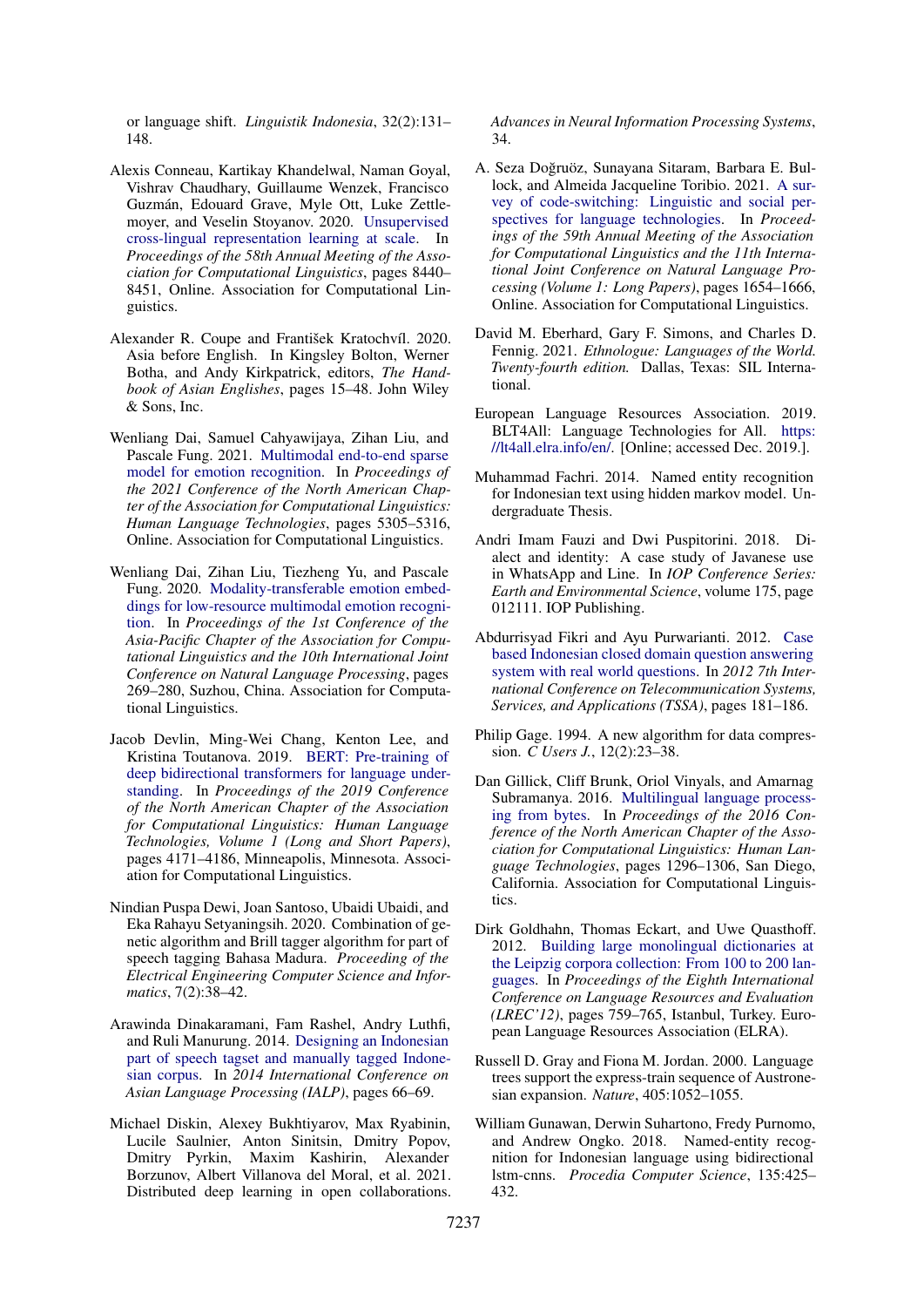or language shift. *Linguistik Indonesia*, 32(2):131–148.

Alexis Conneau, Kartikay Khandelwal, Naman Goyal, Vishrav Chaudhary, Guillaume Wenzek, Francisco Guzmán, Edouard Grave, Myle Ott, Luke Zettlemoyer, and Veselin Stoyanov. 2020. Unsupervised cross-lingual representation learning at scale. In *Proceedings of the 58th Annual Meeting of the Association for Computational Linguistics*, pages 8440–8451, Online. Association for Computational Linguistics.

Alexander R. Coupe and František Kratochvíl. 2020. Asia before English. In Kingsley Bolton, Werner Botha, and Andy Kirkpatrick, editors, *The Handbook of Asian Englishes*, pages 15–48. John Wiley & Sons, Inc.

Wenliang Dai, Samuel Cahyawijaya, Zihan Liu, and Pascale Fung. 2021. Multimodal end-to-end sparse model for emotion recognition. In *Proceedings of the 2021 Conference of the North American Chapter of the Association for Computational Linguistics: Human Language Technologies*, pages 5305–5316, Online. Association for Computational Linguistics.

Wenliang Dai, Zihan Liu, Tiezheng Yu, and Pascale Fung. 2020. Modality-transferable emotion embeddings for low-resource multimodal emotion recognition. In *Proceedings of the 1st Conference of the Asia-Pacific Chapter of the Association for Computational Linguistics and the 10th International Joint Conference on Natural Language Processing*, pages 269–280, Suzhou, China. Association for Computational Linguistics.

Jacob Devlin, Ming-Wei Chang, Kenton Lee, and Kristina Toutanova. 2019. BERT: Pre-training of deep bidirectional transformers for language understanding. In *Proceedings of the 2019 Conference of the North American Chapter of the Association for Computational Linguistics: Human Language Technologies, Volume 1 (Long and Short Papers)*, pages 4171–4186, Minneapolis, Minnesota. Association for Computational Linguistics.

Nindian Puspa Dewi, Joan Santoso, Ubaidi Ubaidi, and Eka Rahayu Setyaningsih. 2020. Combination of genetic algorithm and Brill tagger algorithm for part of speech tagging Bahasa Madura. *Proceeding of the Electrical Engineering Computer Science and Informatics*, 7(2):38–42.

Arawinda Dinakaramani, Fam Rashel, Andry Luthfi, and Ruli Manurung. 2014. Designing an Indonesian part of speech tagset and manually tagged Indonesian corpus. In *2014 International Conference on Asian Language Processing (IALP)*, pages 66–69.

Michael Diskin, Alexey Bukhtiyarov, Max Ryabinin, Lucile Saulnier, Anton Sinitsin, Dmitry Popov, Dmitry Pyrkin, Maxim Kashirin, Alexander Borzunov, Albert Villanova del Moral, et al. 2021. Distributed deep learning in open collaborations. *Advances in Neural Information Processing Systems*, 34.

A. Seza Doğruöz, Sunayana Sitaram, Barbara E. Bullock, and Almeida Jacqueline Toribio. 2021. A survey of code-switching: Linguistic and social perspectives for language technologies. In *Proceedings of the 59th Annual Meeting of the Association for Computational Linguistics and the 11th International Joint Conference on Natural Language Processing (Volume 1: Long Papers)*, pages 1654–1666, Online. Association for Computational Linguistics.

David M. Eberhard, Gary F. Simons, and Charles D. Fennig. 2021. *Ethnologue: Languages of the World. Twenty-fourth edition.* Dallas, Texas: SIL International.

European Language Resources Association. 2019. BLT4All: Language Technologies for All. https://lt4all.elra.info/en/. [Online; accessed Dec. 2019.].

Muhammad Fachri. 2014. Named entity recognition for Indonesian text using hidden markov model. Undergraduate Thesis.

Andri Imam Fauzi and Dwi Puspitorini. 2018. Dialect and identity: A case study of Javanese use in WhatsApp and Line. In *IOP Conference Series: Earth and Environmental Science*, volume 175, page 012111. IOP Publishing.

Abdurrisyad Fikri and Ayu Purwarianti. 2012. Case based Indonesian closed domain question answering system with real world questions. In *2012 7th International Conference on Telecommunication Systems, Services, and Applications (TSSA)*, pages 181–186.

Philip Gage. 1994. A new algorithm for data compression. *C Users J.*, 12(2):23–38.

Dan Gillick, Cliff Brunk, Oriol Vinyals, and Amarnag Subramanya. 2016. Multilingual language processing from bytes. In *Proceedings of the 2016 Conference of the North American Chapter of the Association for Computational Linguistics: Human Language Technologies*, pages 1296–1306, San Diego, California. Association for Computational Linguistics.

Dirk Goldhahn, Thomas Eckart, and Uwe Quasthoff. 2012. Building large monolingual dictionaries at the Leipzig corpora collection: From 100 to 200 languages. In *Proceedings of the Eighth International Conference on Language Resources and Evaluation (LREC'12)*, pages 759–765, Istanbul, Turkey. European Language Resources Association (ELRA).

Russell D. Gray and Fiona M. Jordan. 2000. Language trees support the express-train sequence of Austronesian expansion. *Nature*, 405:1052–1055.

William Gunawan, Derwin Suhartono, Fredy Purnomo, and Andrew Ongko. 2018. Named-entity recognition for Indonesian language using bidirectional lstm-cnns. *Procedia Computer Science*, 135:425–432.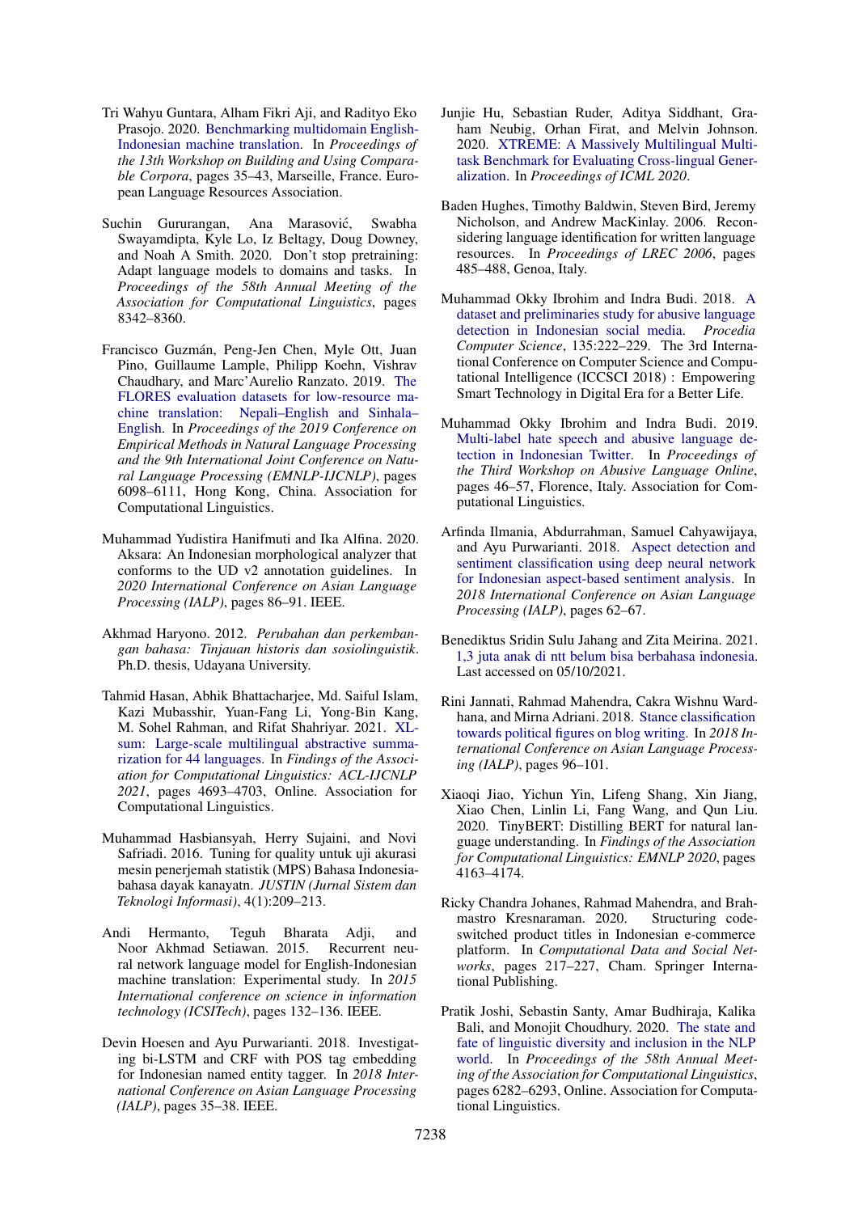Tri Wahyu Guntara, Alham Fikri Aji, and Radityo Eko Prasojo. 2020. Benchmarking multidomain English-Indonesian machine translation. In *Proceedings of the 13th Workshop on Building and Using Comparable Corpora*, pages 35–43, Marseille, France. European Language Resources Association.

Suchin Gururangan, Ana Marasović, Swabha Swayamdipta, Kyle Lo, Iz Beltagy, Doug Downey, and Noah A Smith. 2020. Don't stop pretraining: Adapt language models to domains and tasks. In *Proceedings of the 58th Annual Meeting of the Association for Computational Linguistics*, pages 8342–8360.

Francisco Guzmán, Peng-Jen Chen, Myle Ott, Juan Pino, Guillaume Lample, Philipp Koehn, Vishrav Chaudhary, and Marc'Aurelio Ranzato. 2019. The FLORES evaluation datasets for low-resource machine translation: Nepali–English and Sinhala–English. In *Proceedings of the 2019 Conference on Empirical Methods in Natural Language Processing and the 9th International Joint Conference on Natural Language Processing (EMNLP-IJCNLP)*, pages 6098–6111, Hong Kong, China. Association for Computational Linguistics.

Muhammad Yudistira Hanifmuti and Ika Alfina. 2020. Aksara: An Indonesian morphological analyzer that conforms to the UD v2 annotation guidelines. In *2020 International Conference on Asian Language Processing (IALP)*, pages 86–91. IEEE.

Akhmad Haryono. 2012. *Perubahan dan perkembangan bahasa: Tinjauan historis dan sosiolinguistik*. Ph.D. thesis, Udayana University.

Tahmid Hasan, Abhik Bhattacharjee, Md. Saiful Islam, Kazi Mubasshir, Yuan-Fang Li, Yong-Bin Kang, M. Sohel Rahman, and Rifat Shahriyar. 2021. XL-sum: Large-scale multilingual abstractive summarization for 44 languages. In *Findings of the Association for Computational Linguistics: ACL-IJCNLP 2021*, pages 4693–4703, Online. Association for Computational Linguistics.

Muhammad Hasbiansyah, Herry Sujaini, and Novi Safriadi. 2016. Tuning for quality untuk uji akurasi mesin penerjemah statistik (MPS) Bahasa Indonesia-bahasa dayak kanayatn. *JUSTIN (Jurnal Sistem dan Teknologi Informasi)*, 4(1):209–213.

Andi Hermanto, Teguh Bharata Adji, and Noor Akhmad Setiawan. 2015. Recurrent neural network language model for English-Indonesian machine translation: Experimental study. In *2015 International conference on science in information technology (ICSITech)*, pages 132–136. IEEE.

Devin Hoesen and Ayu Purwarianti. 2018. Investigating bi-LSTM and CRF with POS tag embedding for Indonesian named entity tagger. In *2018 International Conference on Asian Language Processing (IALP)*, pages 35–38. IEEE.

Junjie Hu, Sebastian Ruder, Aditya Siddhant, Graham Neubig, Orhan Firat, and Melvin Johnson. 2020. XTREME: A Massively Multilingual Multi-task Benchmark for Evaluating Cross-lingual Generalization. In *Proceedings of ICML 2020*.

Baden Hughes, Timothy Baldwin, Steven Bird, Jeremy Nicholson, and Andrew MacKinlay. 2006. Reconsidering language identification for written language resources. In *Proceedings of LREC 2006*, pages 485–488, Genoa, Italy.

Muhammad Okky Ibrohim and Indra Budi. 2018. A dataset and preliminaries study for abusive language detection in Indonesian social media. *Procedia Computer Science*, 135:222–229. The 3rd International Conference on Computer Science and Computational Intelligence (ICCSCI 2018) : Empowering Smart Technology in Digital Era for a Better Life.

Muhammad Okky Ibrohim and Indra Budi. 2019. Multi-label hate speech and abusive language detection in Indonesian Twitter. In *Proceedings of the Third Workshop on Abusive Language Online*, pages 46–57, Florence, Italy. Association for Computational Linguistics.

Arfinda Ilmania, Abdurrahman, Samuel Cahyawijaya, and Ayu Purwarianti. 2018. Aspect detection and sentiment classification using deep neural network for Indonesian aspect-based sentiment analysis. In *2018 International Conference on Asian Language Processing (IALP)*, pages 62–67.

Benediktus Sridin Sulu Jahang and Zita Meirina. 2021. 1,3 juta anak di ntt belum bisa berbahasa indonesia. Last accessed on 05/10/2021.

Rini Jannati, Rahmad Mahendra, Cakra Wishnu Wardhana, and Mirna Adriani. 2018. Stance classification towards political figures on blog writing. In *2018 International Conference on Asian Language Processing (IALP)*, pages 96–101.

Xiaoqi Jiao, Yichun Yin, Lifeng Shang, Xin Jiang, Xiao Chen, Linlin Li, Fang Wang, and Qun Liu. 2020. TinyBERT: Distilling BERT for natural language understanding. In *Findings of the Association for Computational Linguistics: EMNLP 2020*, pages 4163–4174.

Ricky Chandra Johanes, Rahmad Mahendra, and Brahmastro Kresnaraman. 2020. Structuring code-switched product titles in Indonesian e-commerce platform. In *Computational Data and Social Networks*, pages 217–227, Cham. Springer International Publishing.

Pratik Joshi, Sebastin Santy, Amar Budhiraja, Kalika Bali, and Monojit Choudhury. 2020. The state and fate of linguistic diversity and inclusion in the NLP world. In *Proceedings of the 58th Annual Meeting of the Association for Computational Linguistics*, pages 6282–6293, Online. Association for Computational Linguistics.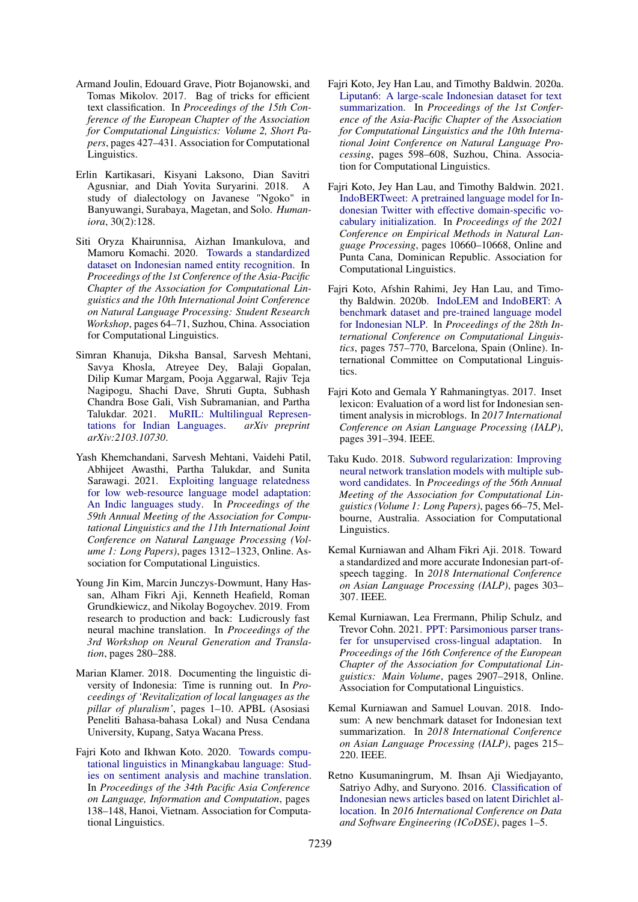Armand Joulin, Edouard Grave, Piotr Bojanowski, and Tomas Mikolov. 2017. Bag of tricks for efficient text classification. In *Proceedings of the 15th Conference of the European Chapter of the Association for Computational Linguistics: Volume 2, Short Papers*, pages 427–431. Association for Computational Linguistics.

Erlin Kartikasari, Kisyani Laksono, Dian Savitri Agusniar, and Diah Yovita Suryarini. 2018. A study of dialectology on Javanese "Ngoko" in Banyuwangi, Surabaya, Magetan, and Solo. *Humaniora*, 30(2):128.

Siti Oryza Khairunnisa, Aizhan Imankulova, and Mamoru Komachi. 2020. Towards a standardized dataset on Indonesian named entity recognition. In *Proceedings of the 1st Conference of the Asia-Pacific Chapter of the Association for Computational Linguistics and the 10th International Joint Conference on Natural Language Processing: Student Research Workshop*, pages 64–71, Suzhou, China. Association for Computational Linguistics.

Simran Khanuja, Diksha Bansal, Sarvesh Mehtani, Savya Khosla, Atreyee Dey, Balaji Gopalan, Dilip Kumar Margam, Pooja Aggarwal, Rajiv Teja Nagipogu, Shachi Dave, Shruti Gupta, Subhash Chandra Bose Gali, Vish Subramanian, and Partha Talukdar. 2021. MuRIL: Multilingual Representations for Indian Languages. *arXiv preprint arXiv:2103.10730*.

Yash Khemchandani, Sarvesh Mehtani, Vaidehi Patil, Abhijeet Awasthi, Partha Talukdar, and Sunita Sarawagi. 2021. Exploiting language relatedness for low web-resource language model adaptation: An Indic languages study. In *Proceedings of the 59th Annual Meeting of the Association for Computational Linguistics and the 11th International Joint Conference on Natural Language Processing (Volume 1: Long Papers)*, pages 1312–1323, Online. Association for Computational Linguistics.

Young Jin Kim, Marcin Junczys-Dowmunt, Hany Hassan, Alham Fikri Aji, Kenneth Heafield, Roman Grundkiewicz, and Nikolay Bogoychev. 2019. From research to production and back: Ludicrously fast neural machine translation. In *Proceedings of the 3rd Workshop on Neural Generation and Translation*, pages 280–288.

Marian Klamer. 2018. Documenting the linguistic diversity of Indonesia: Time is running out. In *Proceedings of 'Revitalization of local languages as the pillar of pluralism'*, pages 1–10. APBL (Asosiasi Peneliti Bahasa-bahasa Lokal) and Nusa Cendana University, Kupang, Satya Wacana Press.

Fajri Koto and Ikhwan Koto. 2020. Towards computational linguistics in Minangkabau language: Studies on sentiment analysis and machine translation. In *Proceedings of the 34th Pacific Asia Conference on Language, Information and Computation*, pages 138–148, Hanoi, Vietnam. Association for Computational Linguistics.

Fajri Koto, Jey Han Lau, and Timothy Baldwin. 2020a. Liputan6: A large-scale Indonesian dataset for text summarization. In *Proceedings of the 1st Conference of the Asia-Pacific Chapter of the Association for Computational Linguistics and the 10th International Joint Conference on Natural Language Processing*, pages 598–608, Suzhou, China. Association for Computational Linguistics.

Fajri Koto, Jey Han Lau, and Timothy Baldwin. 2021. IndoBERTweet: A pretrained language model for Indonesian Twitter with effective domain-specific vocabulary initialization. In *Proceedings of the 2021 Conference on Empirical Methods in Natural Language Processing*, pages 10660–10668, Online and Punta Cana, Dominican Republic. Association for Computational Linguistics.

Fajri Koto, Afshin Rahimi, Jey Han Lau, and Timothy Baldwin. 2020b. IndoLEM and IndoBERT: A benchmark dataset and pre-trained language model for Indonesian NLP. In *Proceedings of the 28th International Conference on Computational Linguistics*, pages 757–770, Barcelona, Spain (Online). International Committee on Computational Linguistics.

Fajri Koto and Gemala Y Rahmaningtyas. 2017. Inset lexicon: Evaluation of a word list for Indonesian sentiment analysis in microblogs. In *2017 International Conference on Asian Language Processing (IALP)*, pages 391–394. IEEE.

Taku Kudo. 2018. Subword regularization: Improving neural network translation models with multiple subword candidates. In *Proceedings of the 56th Annual Meeting of the Association for Computational Linguistics (Volume 1: Long Papers)*, pages 66–75, Melbourne, Australia. Association for Computational Linguistics.

Kemal Kurniawan and Alham Fikri Aji. 2018. Toward a standardized and more accurate Indonesian part-of-speech tagging. In *2018 International Conference on Asian Language Processing (IALP)*, pages 303–307. IEEE.

Kemal Kurniawan, Lea Frermann, Philip Schulz, and Trevor Cohn. 2021. PPT: Parsimonious parser transfer for unsupervised cross-lingual adaptation. In *Proceedings of the 16th Conference of the European Chapter of the Association for Computational Linguistics: Main Volume*, pages 2907–2918, Online. Association for Computational Linguistics.

Kemal Kurniawan and Samuel Louvan. 2018. Indosum: A new benchmark dataset for Indonesian text summarization. In *2018 International Conference on Asian Language Processing (IALP)*, pages 215–220. IEEE.

Retno Kusumaningrum, M. Ihsan Aji Wiedjayanto, Satriyo Adhy, and Suryono. 2016. Classification of Indonesian news articles based on latent Dirichlet allocation. In *2016 International Conference on Data and Software Engineering (ICoDSE)*, pages 1–5.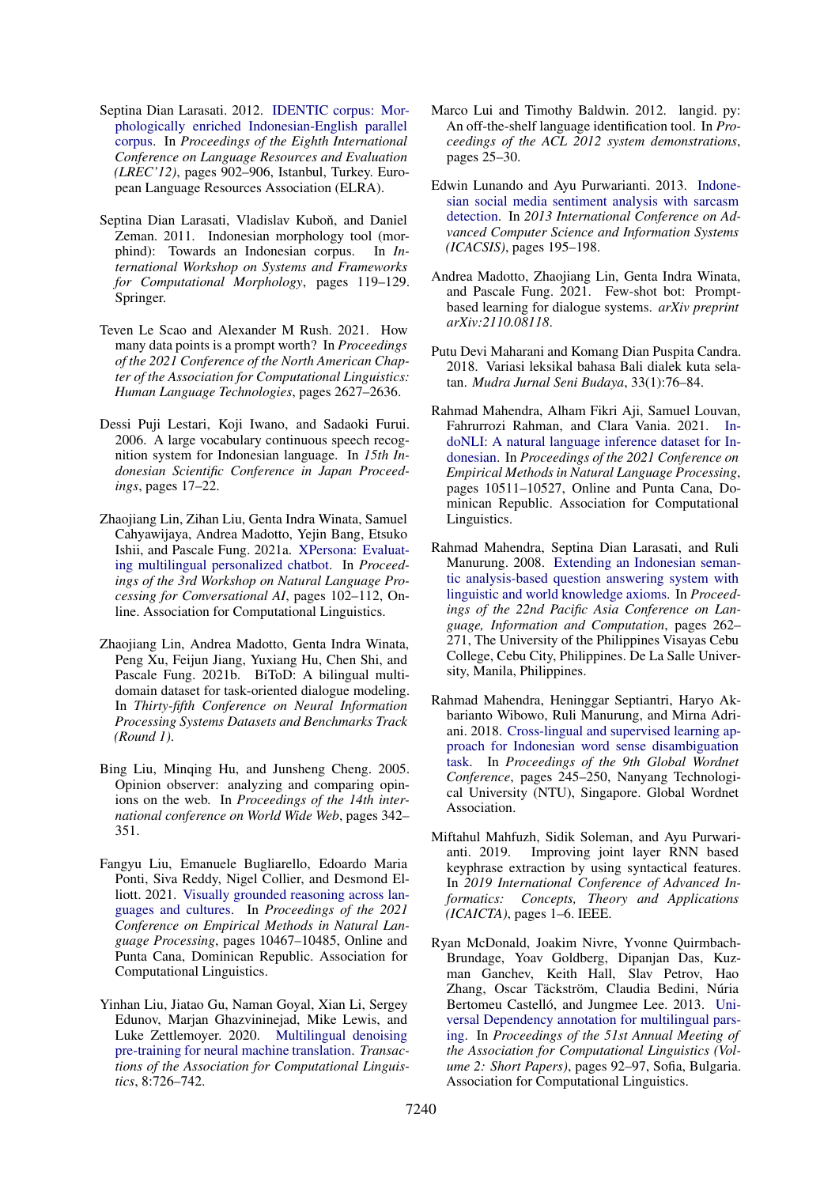Septina Dian Larasati. 2012. IDENTIC corpus: Morphologically enriched Indonesian-English parallel corpus. In *Proceedings of the Eighth International Conference on Language Resources and Evaluation (LREC'12)*, pages 902–906, Istanbul, Turkey. European Language Resources Association (ELRA).

Septina Dian Larasati, Vladislav Kuboň, and Daniel Zeman. 2011. Indonesian morphology tool (morphind): Towards an Indonesian corpus. In *International Workshop on Systems and Frameworks for Computational Morphology*, pages 119–129. Springer.

Teven Le Scao and Alexander M Rush. 2021. How many data points is a prompt worth? In *Proceedings of the 2021 Conference of the North American Chapter of the Association for Computational Linguistics: Human Language Technologies*, pages 2627–2636.

Dessi Puji Lestari, Koji Iwano, and Sadaoki Furui. 2006. A large vocabulary continuous speech recognition system for Indonesian language. In *15th Indonesian Scientific Conference in Japan Proceedings*, pages 17–22.

Zhaojiang Lin, Zihan Liu, Genta Indra Winata, Samuel Cahyawijaya, Andrea Madotto, Yejin Bang, Etsuko Ishii, and Pascale Fung. 2021a. XPersona: Evaluating multilingual personalized chatbot. In *Proceedings of the 3rd Workshop on Natural Language Processing for Conversational AI*, pages 102–112, Online. Association for Computational Linguistics.

Zhaojiang Lin, Andrea Madotto, Genta Indra Winata, Peng Xu, Feijun Jiang, Yuxiang Hu, Chen Shi, and Pascale Fung. 2021b. BiToD: A bilingual multi-domain dataset for task-oriented dialogue modeling. In *Thirty-fifth Conference on Neural Information Processing Systems Datasets and Benchmarks Track (Round 1)*.

Bing Liu, Minqing Hu, and Junsheng Cheng. 2005. Opinion observer: analyzing and comparing opinions on the web. In *Proceedings of the 14th international conference on World Wide Web*, pages 342–351.

Fangyu Liu, Emanuele Bugliarello, Edoardo Maria Ponti, Siva Reddy, Nigel Collier, and Desmond Elliott. 2021. Visually grounded reasoning across languages and cultures. In *Proceedings of the 2021 Conference on Empirical Methods in Natural Language Processing*, pages 10467–10485, Online and Punta Cana, Dominican Republic. Association for Computational Linguistics.

Yinhan Liu, Jiatao Gu, Naman Goyal, Xian Li, Sergey Edunov, Marjan Ghazvininejad, Mike Lewis, and Luke Zettlemoyer. 2020. Multilingual denoising pre-training for neural machine translation. *Transactions of the Association for Computational Linguistics*, 8:726–742.

Marco Lui and Timothy Baldwin. 2012. langid. py: An off-the-shelf language identification tool. In *Proceedings of the ACL 2012 system demonstrations*, pages 25–30.

Edwin Lunando and Ayu Purwarianti. 2013. Indonesian social media sentiment analysis with sarcasm detection. In *2013 International Conference on Advanced Computer Science and Information Systems (ICACSIS)*, pages 195–198.

Andrea Madotto, Zhaojiang Lin, Genta Indra Winata, and Pascale Fung. 2021. Few-shot bot: Prompt-based learning for dialogue systems. *arXiv preprint arXiv:2110.08118*.

Putu Devi Maharani and Komang Dian Puspita Candra. 2018. Variasi leksikal bahasa Bali dialek kuta selatan. *Mudra Jurnal Seni Budaya*, 33(1):76–84.

Rahmad Mahendra, Alham Fikri Aji, Samuel Louvan, Fahrurrozi Rahman, and Clara Vania. 2021. IndoNLI: A natural language inference dataset for Indonesian. In *Proceedings of the 2021 Conference on Empirical Methods in Natural Language Processing*, pages 10511–10527, Online and Punta Cana, Dominican Republic. Association for Computational Linguistics.

Rahmad Mahendra, Septina Dian Larasati, and Ruli Manurung. 2008. Extending an Indonesian semantic analysis-based question answering system with linguistic and world knowledge axioms. In *Proceedings of the 22nd Pacific Asia Conference on Language, Information and Computation*, pages 262–271, The University of the Philippines Visayas Cebu College, Cebu City, Philippines. De La Salle University, Manila, Philippines.

Rahmad Mahendra, Heninggar Septiantri, Haryo Akbarianto Wibowo, Ruli Manurung, and Mirna Adriani. 2018. Cross-lingual and supervised learning approach for Indonesian word sense disambiguation task. In *Proceedings of the 9th Global Wordnet Conference*, pages 245–250, Nanyang Technological University (NTU), Singapore. Global Wordnet Association.

Miftahul Mahfuzh, Sidik Soleman, and Ayu Purwarianti. 2019. Improving joint layer RNN based keyphrase extraction by using syntactical features. In *2019 International Conference of Advanced Informatics: Concepts, Theory and Applications (ICAICTA)*, pages 1–6. IEEE.

Ryan McDonald, Joakim Nivre, Yvonne Quirmbach-Brundage, Yoav Goldberg, Dipanjan Das, Kuzman Ganchev, Keith Hall, Slav Petrov, Hao Zhang, Oscar Täckström, Claudia Bedini, Núria Bertomeu Castelló, and Jungmee Lee. 2013. Universal Dependency annotation for multilingual parsing. In *Proceedings of the 51st Annual Meeting of the Association for Computational Linguistics (Volume 2: Short Papers)*, pages 92–97, Sofia, Bulgaria. Association for Computational Linguistics.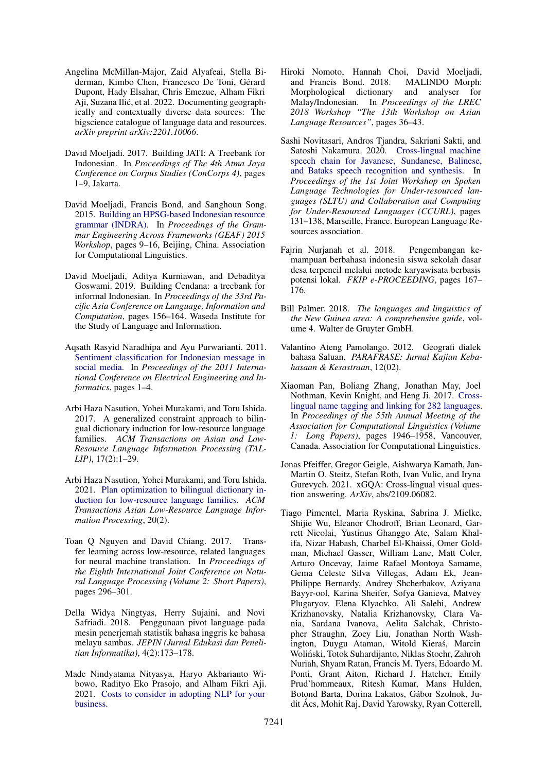Angelina McMillan-Major, Zaid Alyafeai, Stella Biderman, Kimbo Chen, Francesco De Toni, Gérard Dupont, Hady Elsahar, Chris Emezue, Alham Fikri Aji, Suzana Ilić, et al. 2022. Documenting geographically and contextually diverse data sources: The bigscience catalogue of language data and resources. *arXiv preprint arXiv:2201.10066*.

David Moeljadi. 2017. Building JATI: A Treebank for Indonesian. In *Proceedings of The 4th Atma Jaya Conference on Corpus Studies (ConCorps 4)*, pages 1–9, Jakarta.

David Moeljadi, Francis Bond, and Sanghoun Song. 2015. Building an HPSG-based Indonesian resource grammar (INDRA). In *Proceedings of the Grammar Engineering Across Frameworks (GEAF) 2015 Workshop*, pages 9–16, Beijing, China. Association for Computational Linguistics.

David Moeljadi, Aditya Kurniawan, and Debaditya Goswami. 2019. Building Cendana: a treebank for informal Indonesian. In *Proceedings of the 33rd Pacific Asia Conference on Language, Information and Computation*, pages 156–164. Waseda Institute for the Study of Language and Information.

Aqsath Rasyid Naradhipa and Ayu Purwarianti. 2011. Sentiment classification for Indonesian message in social media. In *Proceedings of the 2011 International Conference on Electrical Engineering and Informatics*, pages 1–4.

Arbi Haza Nasution, Yohei Murakami, and Toru Ishida. 2017. A generalized constraint approach to bilingual dictionary induction for low-resource language families. *ACM Transactions on Asian and Low-Resource Language Information Processing (TALLIP)*, 17(2):1–29.

Arbi Haza Nasution, Yohei Murakami, and Toru Ishida. 2021. Plan optimization to bilingual dictionary induction for low-resource language families. *ACM Transactions Asian Low-Resource Language Information Processing*, 20(2).

Toan Q Nguyen and David Chiang. 2017. Transfer learning across low-resource, related languages for neural machine translation. In *Proceedings of the Eighth International Joint Conference on Natural Language Processing (Volume 2: Short Papers)*, pages 296–301.

Della Widya Ningtyas, Herry Sujaini, and Novi Safriadi. 2018. Penggunaan pivot language pada mesin penerjemah statistik bahasa inggris ke bahasa melayu sambas. *JEPIN (Jurnal Edukasi dan Penelitian Informatika)*, 4(2):173–178.

Made Nindyatama Nityasya, Haryo Akbarianto Wibowo, Radityo Eko Prasojo, and Alham Fikri Aji. 2021. Costs to consider in adopting NLP for your business.

Hiroki Nomoto, Hannah Choi, David Moeljadi, and Francis Bond. 2018. MALINDO Morph: Morphological dictionary and analyser for Malay/Indonesian. In *Proceedings of the LREC 2018 Workshop "The 13th Workshop on Asian Language Resources"*, pages 36–43.

Sashi Novitasari, Andros Tjandra, Sakriani Sakti, and Satoshi Nakamura. 2020. Cross-lingual machine speech chain for Javanese, Sundanese, Balinese, and Bataks speech recognition and synthesis. In *Proceedings of the 1st Joint Workshop on Spoken Language Technologies for Under-resourced languages (SLTU) and Collaboration and Computing for Under-Resourced Languages (CCURL)*, pages 131–138, Marseille, France. European Language Resources association.

Fajrin Nurjanah et al. 2018. Pengembangan kemampuan berbahasa indonesia siswa sekolah dasar desa terpencil melalui metode karyawisata berbasis potensi lokal. *FKIP e-PROCEEDING*, pages 167–176.

Bill Palmer. 2018. *The languages and linguistics of the New Guinea area: A comprehensive guide*, volume 4. Walter de Gruyter GmbH.

Valantino Ateng Pamolango. 2012. Geografi dialek bahasa Saluan. *PARAFRASE: Jurnal Kajian Kebahasaan & Kesastraan*, 12(02).

Xiaoman Pan, Boliang Zhang, Jonathan May, Joel Nothman, Kevin Knight, and Heng Ji. 2017. Cross-lingual name tagging and linking for 282 languages. In *Proceedings of the 55th Annual Meeting of the Association for Computational Linguistics (Volume 1: Long Papers)*, pages 1946–1958, Vancouver, Canada. Association for Computational Linguistics.

Jonas Pfeiffer, Gregor Geigle, Aishwarya Kamath, Jan-Martin O. Steitz, Stefan Roth, Ivan Vulic, and Iryna Gurevych. 2021. xGQA: Cross-lingual visual question answering. *ArXiv*, abs/2109.06082.

Tiago Pimentel, Maria Ryskina, Sabrina J. Mielke, Shijie Wu, Eleanor Chodroff, Brian Leonard, Garrett Nicolai, Yustinus Ghanggo Ate, Salam Khalifa, Nizar Habash, Charbel El-Khaissi, Omer Goldman, Michael Gasser, William Lane, Matt Coler, Arturo Oncevay, Jaime Rafael Montoya Samame, Gema Celeste Silva Villegas, Adam Ek, Jean-Philippe Bernardy, Andrey Shcherbakov, Aziyana Bayyr-ool, Karina Sheifer, Sofya Ganieva, Matvey Plugaryov, Elena Klyachko, Ali Salehi, Andrew Krizhanovsky, Natalia Krizhanovsky, Clara Vania, Sardana Ivanova, Aelita Salchak, Christopher Straughn, Zoey Liu, Jonathan North Washington, Duygu Ataman, Witold Kieraś, Marcin Woliński, Totok Suhardijanto, Niklas Stoehr, Zahroh Nuriah, Shyam Ratan, Francis M. Tyers, Edoardo M. Ponti, Grant Aiton, Richard J. Hatcher, Emily Prud'hommeaux, Ritesh Kumar, Mans Hulden, Botond Barta, Dorina Lakatos, Gábor Szolnok, Judit Ács, Mohit Raj, David Yarowsky, Ryan Cotterell,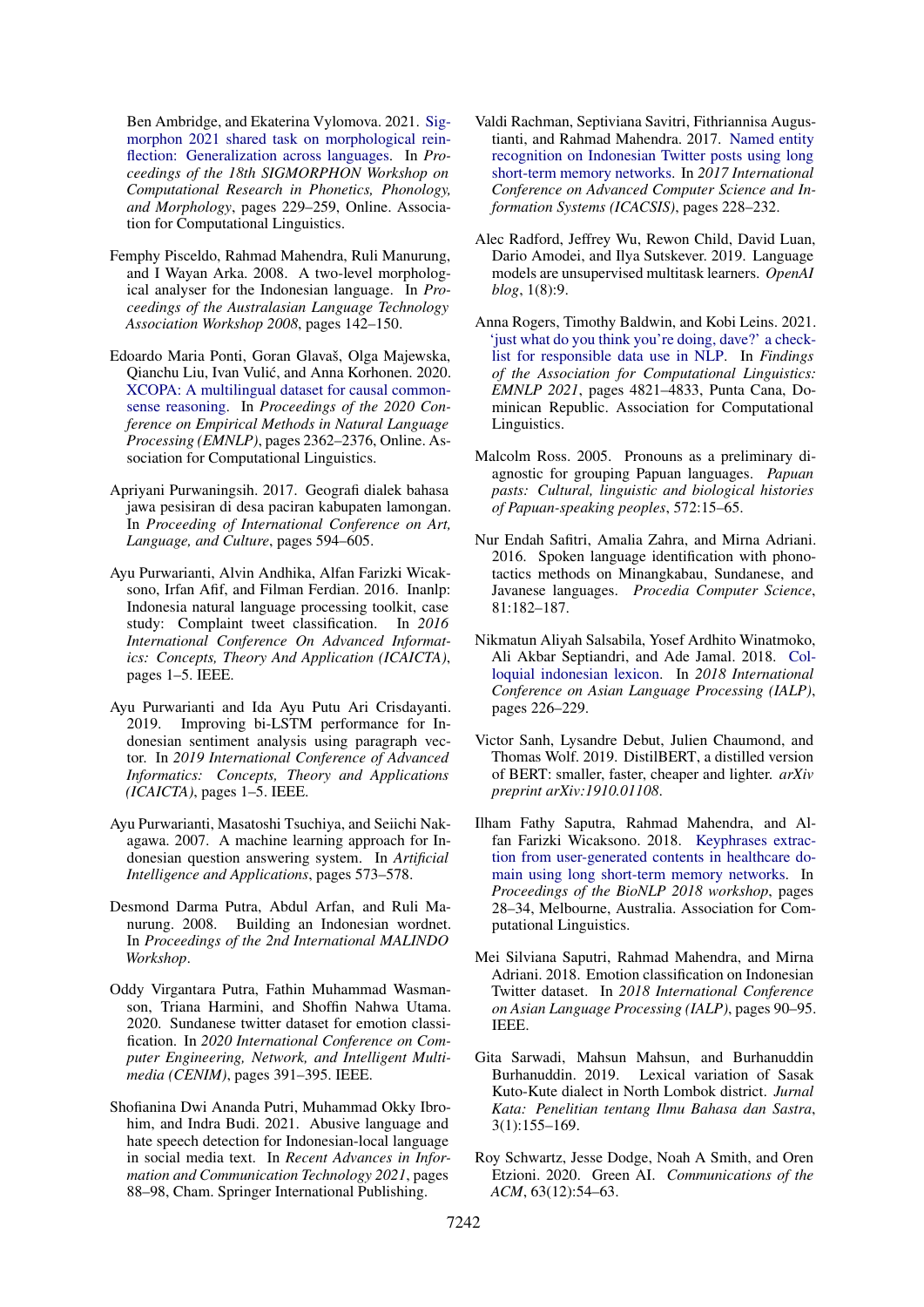Ben Ambridge, and Ekaterina Vylomova. 2021. Sigmorphon 2021 shared task on morphological reinflection: Generalization across languages. In *Proceedings of the 18th SIGMORPHON Workshop on Computational Research in Phonetics, Phonology, and Morphology*, pages 229–259, Online. Association for Computational Linguistics.

Femphy Pisceldo, Rahmad Mahendra, Ruli Manurung, and I Wayan Arka. 2008. A two-level morphological analyser for the Indonesian language. In *Proceedings of the Australasian Language Technology Association Workshop 2008*, pages 142–150.

Edoardo Maria Ponti, Goran Glavaš, Olga Majewska, Qianchu Liu, Ivan Vulić, and Anna Korhonen. 2020. XCOPA: A multilingual dataset for causal commonsense reasoning. In *Proceedings of the 2020 Conference on Empirical Methods in Natural Language Processing (EMNLP)*, pages 2362–2376, Online. Association for Computational Linguistics.

Apriyani Purwaningsih. 2017. Geografi dialek bahasa jawa pesisiran di desa paciran kabupaten lamongan. In *Proceeding of International Conference on Art, Language, and Culture*, pages 594–605.

Ayu Purwarianti, Alvin Andhika, Alfan Farizki Wicaksono, Irfan Afif, and Filman Ferdian. 2016. Inanlp: Indonesia natural language processing toolkit, case study: Complaint tweet classification. In *2016 International Conference On Advanced Informatics: Concepts, Theory And Application (ICAICTA)*, pages 1–5. IEEE.

Ayu Purwarianti and Ida Ayu Putu Ari Crisdayanti. 2019. Improving bi-LSTM performance for Indonesian sentiment analysis using paragraph vector. In *2019 International Conference of Advanced Informatics: Concepts, Theory and Applications (ICAICTA)*, pages 1–5. IEEE.

Ayu Purwarianti, Masatoshi Tsuchiya, and Seiichi Nakagawa. 2007. A machine learning approach for Indonesian question answering system. In *Artificial Intelligence and Applications*, pages 573–578.

Desmond Darma Putra, Abdul Arfan, and Ruli Manurung. 2008. Building an Indonesian wordnet. In *Proceedings of the 2nd International MALINDO Workshop*.

Oddy Virgantara Putra, Fathin Muhammad Wasmanson, Triana Harmini, and Shoffin Nahwa Utama. 2020. Sundanese twitter dataset for emotion classification. In *2020 International Conference on Computer Engineering, Network, and Intelligent Multimedia (CENIM)*, pages 391–395. IEEE.

Shofianina Dwi Ananda Putri, Muhammad Okky Ibrohim, and Indra Budi. 2021. Abusive language and hate speech detection for Indonesian-local language in social media text. In *Recent Advances in Information and Communication Technology 2021*, pages 88–98, Cham. Springer International Publishing.

Valdi Rachman, Septiviana Savitri, Fithriannisa Augustianti, and Rahmad Mahendra. 2017. Named entity recognition on Indonesian Twitter posts using long short-term memory networks. In *2017 International Conference on Advanced Computer Science and Information Systems (ICACSIS)*, pages 228–232.

Alec Radford, Jeffrey Wu, Rewon Child, David Luan, Dario Amodei, and Ilya Sutskever. 2019. Language models are unsupervised multitask learners. *OpenAI blog*, 1(8):9.

Anna Rogers, Timothy Baldwin, and Kobi Leins. 2021. 'just what do you think you're doing, dave?' a checklist for responsible data use in NLP. In *Findings of the Association for Computational Linguistics: EMNLP 2021*, pages 4821–4833, Punta Cana, Dominican Republic. Association for Computational Linguistics.

Malcolm Ross. 2005. Pronouns as a preliminary diagnostic for grouping Papuan languages. *Papuan pasts: Cultural, linguistic and biological histories of Papuan-speaking peoples*, 572:15–65.

Nur Endah Safitri, Amalia Zahra, and Mirna Adriani. 2016. Spoken language identification with phonotactics methods on Minangkabau, Sundanese, and Javanese languages. *Procedia Computer Science*, 81:182–187.

Nikmatun Aliyah Salsabila, Yosef Ardhito Winatmoko, Ali Akbar Septiandri, and Ade Jamal. 2018. Colloquial indonesian lexicon. In *2018 International Conference on Asian Language Processing (IALP)*, pages 226–229.

Victor Sanh, Lysandre Debut, Julien Chaumond, and Thomas Wolf. 2019. DistilBERT, a distilled version of BERT: smaller, faster, cheaper and lighter. *arXiv preprint arXiv:1910.01108*.

Ilham Fathy Saputra, Rahmad Mahendra, and Alfan Farizki Wicaksono. 2018. Keyphrases extraction from user-generated contents in healthcare domain using long short-term memory networks. In *Proceedings of the BioNLP 2018 workshop*, pages 28–34, Melbourne, Australia. Association for Computational Linguistics.

Mei Silviana Saputri, Rahmad Mahendra, and Mirna Adriani. 2018. Emotion classification on Indonesian Twitter dataset. In *2018 International Conference on Asian Language Processing (IALP)*, pages 90–95. IEEE.

Gita Sarwadi, Mahsun Mahsun, and Burhanuddin Burhanuddin. 2019. Lexical variation of Sasak Kuto-Kute dialect in North Lombok district. *Jurnal Kata: Penelitian tentang Ilmu Bahasa dan Sastra*, 3(1):155–169.

Roy Schwartz, Jesse Dodge, Noah A Smith, and Oren Etzioni. 2020. Green AI. *Communications of the ACM*, 63(12):54–63.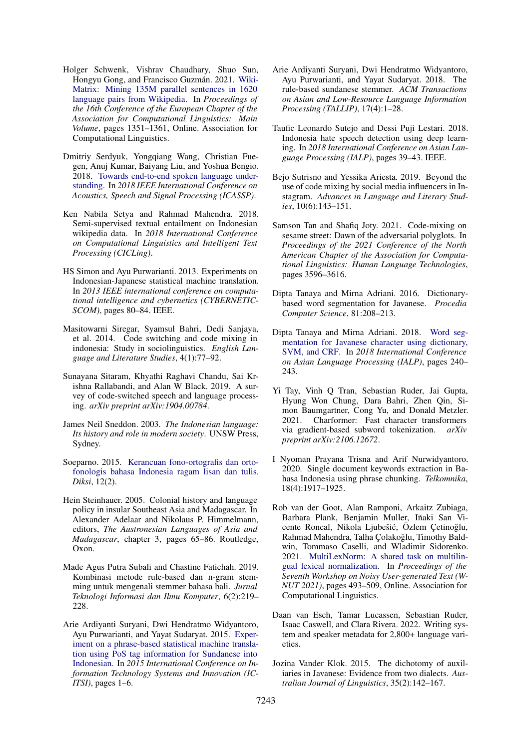Holger Schwenk, Vishrav Chaudhary, Shuo Sun, Hongyu Gong, and Francisco Guzmán. 2021. WikiMatrix: Mining 135M parallel sentences in 1620 language pairs from Wikipedia. In *Proceedings of the 16th Conference of the European Chapter of the Association for Computational Linguistics: Main Volume*, pages 1351–1361, Online. Association for Computational Linguistics.

Dmitriy Serdyuk, Yongqiang Wang, Christian Fuegen, Anuj Kumar, Baiyang Liu, and Yoshua Bengio. 2018. Towards end-to-end spoken language understanding. In *2018 IEEE International Conference on Acoustics, Speech and Signal Processing (ICASSP)*.

Ken Nabila Setya and Rahmad Mahendra. 2018. Semi-supervised textual entailment on Indonesian wikipedia data. In *2018 International Conference on Computational Linguistics and Intelligent Text Processing (CICLing)*.

HS Simon and Ayu Purwarianti. 2013. Experiments on Indonesian-Japanese statistical machine translation. In *2013 IEEE international conference on computational intelligence and cybernetics (CYBERNETICSCOM)*, pages 80–84. IEEE.

Masitowarni Siregar, Syamsul Bahri, Dedi Sanjaya, et al. 2014. Code switching and code mixing in indonesia: Study in sociolinguistics. *English Language and Literature Studies*, 4(1):77–92.

Sunayana Sitaram, Khyathi Raghavi Chandu, Sai Krishna Rallabandi, and Alan W Black. 2019. A survey of code-switched speech and language processing. *arXiv preprint arXiv:1904.00784*.

James Neil Sneddon. 2003. *The Indonesian language: Its history and role in modern society*. UNSW Press, Sydney.

Soeparno. 2015. Kerancuan fono-ortografis dan ortofonologis bahasa Indonesia ragam lisan dan tulis. *Diksi*, 12(2).

Hein Steinhauer. 2005. Colonial history and language policy in insular Southeast Asia and Madagascar. In Alexander Adelaar and Nikolaus P. Himmelmann, editors, *The Austronesian Languages of Asia and Madagascar*, chapter 3, pages 65–86. Routledge, Oxon.

Made Agus Putra Subali and Chastine Fatichah. 2019. Kombinasi metode rule-based dan n-gram stemming untuk mengenali stemmer bahasa bali. *Jurnal Teknologi Informasi dan Ilmu Komputer*, 6(2):219–228.

Arie Ardiyanti Suryani, Dwi Hendratmo Widyantoro, Ayu Purwarianti, and Yayat Sudaryat. 2015. Experiment on a phrase-based statistical machine translation using PoS tag information for Sundanese into Indonesian. In *2015 International Conference on Information Technology Systems and Innovation (ICITSI)*, pages 1–6.

Arie Ardiyanti Suryani, Dwi Hendratmo Widyantoro, Ayu Purwarianti, and Yayat Sudaryat. 2018. The rule-based sundanese stemmer. *ACM Transactions on Asian and Low-Resource Language Information Processing (TALLIP)*, 17(4):1–28.

Taufic Leonardo Sutejo and Dessi Puji Lestari. 2018. Indonesia hate speech detection using deep learning. In *2018 International Conference on Asian Language Processing (IALP)*, pages 39–43. IEEE.

Bejo Sutrisno and Yessika Ariesta. 2019. Beyond the use of code mixing by social media influencers in Instagram. *Advances in Language and Literary Studies*, 10(6):143–151.

Samson Tan and Shafiq Joty. 2021. Code-mixing on sesame street: Dawn of the adversarial polyglots. In *Proceedings of the 2021 Conference of the North American Chapter of the Association for Computational Linguistics: Human Language Technologies*, pages 3596–3616.

Dipta Tanaya and Mirna Adriani. 2016. Dictionary-based word segmentation for Javanese. *Procedia Computer Science*, 81:208–213.

Dipta Tanaya and Mirna Adriani. 2018. Word segmentation for Javanese character using dictionary, SVM, and CRF. In *2018 International Conference on Asian Language Processing (IALP)*, pages 240–243.

Yi Tay, Vinh Q Tran, Sebastian Ruder, Jai Gupta, Hyung Won Chung, Dara Bahri, Zhen Qin, Simon Baumgartner, Cong Yu, and Donald Metzler. 2021. Charformer: Fast character transformers via gradient-based subword tokenization. *arXiv preprint arXiv:2106.12672*.

I Nyoman Prayana Trisna and Arif Nurwidyantoro. 2020. Single document keywords extraction in Bahasa Indonesia using phrase chunking. *Telkomnika*, 18(4):1917–1925.

Rob van der Goot, Alan Ramponi, Arkaitz Zubiaga, Barbara Plank, Benjamin Muller, Iñaki San Vicente Roncal, Nikola Ljubešić, Özlem Çetinoğlu, Rahmad Mahendra, Talha Çolakoğlu, Timothy Baldwin, Tommaso Caselli, and Wladimir Sidorenko. 2021. MultiLexNorm: A shared task on multilingual lexical normalization. In *Proceedings of the Seventh Workshop on Noisy User-generated Text (W-NUT 2021)*, pages 493–509, Online. Association for Computational Linguistics.

Daan van Esch, Tamar Lucassen, Sebastian Ruder, Isaac Caswell, and Clara Rivera. 2022. Writing system and speaker metadata for 2,800+ language varieties.

Jozina Vander Klok. 2015. The dichotomy of auxiliaries in Javanese: Evidence from two dialects. *Australian Journal of Linguistics*, 35(2):142–167.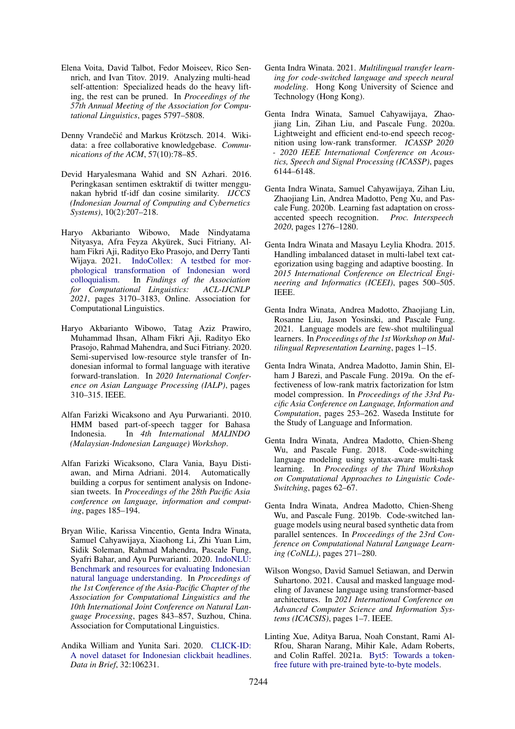Elena Voita, David Talbot, Fedor Moiseev, Rico Sennrich, and Ivan Titov. 2019. Analyzing multi-head self-attention: Specialized heads do the heavy lifting, the rest can be pruned. In *Proceedings of the 57th Annual Meeting of the Association for Computational Linguistics*, pages 5797–5808.

Denny Vrandečić and Markus Krötzsch. 2014. Wikidata: a free collaborative knowledgebase. *Communications of the ACM*, 57(10):78–85.

Devid Haryalesmana Wahid and SN Azhari. 2016. Peringkasan sentimen esktraktif di twitter menggunakan hybrid tf-idf dan cosine similarity. *IJCCS (Indonesian Journal of Computing and Cybernetics Systems)*, 10(2):207–218.

Haryo Akbarianto Wibowo, Made Nindyatama Nityasya, Afra Feyza Akyürek, Suci Fitriany, Alham Fikri Aji, Radityo Eko Prasojo, and Derry Tanti Wijaya. 2021. IndoCollex: A testbed for morphological transformation of Indonesian word colloquialism. In *Findings of the Association for Computational Linguistics: ACL-IJCNLP 2021*, pages 3170–3183, Online. Association for Computational Linguistics.

Haryo Akbarianto Wibowo, Tatag Aziz Prawiro, Muhammad Ihsan, Alham Fikri Aji, Radityo Eko Prasojo, Rahmad Mahendra, and Suci Fitriany. 2020. Semi-supervised low-resource style transfer of Indonesian informal to formal language with iterative forward-translation. In *2020 International Conference on Asian Language Processing (IALP)*, pages 310–315. IEEE.

Alfan Farizki Wicaksono and Ayu Purwarianti. 2010. HMM based part-of-speech tagger for Bahasa Indonesia. In *4th International MALINDO (Malaysian-Indonesian Language) Workshop*.

Alfan Farizki Wicaksono, Clara Vania, Bayu Distiawan, and Mirna Adriani. 2014. Automatically building a corpus for sentiment analysis on Indonesian tweets. In *Proceedings of the 28th Pacific Asia conference on language, information and computing*, pages 185–194.

Bryan Wilie, Karissa Vincentio, Genta Indra Winata, Samuel Cahyawijaya, Xiaohong Li, Zhi Yuan Lim, Sidik Soleman, Rahmad Mahendra, Pascale Fung, Syafri Bahar, and Ayu Purwarianti. 2020. IndoNLU: Benchmark and resources for evaluating Indonesian natural language understanding. In *Proceedings of the 1st Conference of the Asia-Pacific Chapter of the Association for Computational Linguistics and the 10th International Joint Conference on Natural Language Processing*, pages 843–857, Suzhou, China. Association for Computational Linguistics.

Andika William and Yunita Sari. 2020. CLICK-ID: A novel dataset for Indonesian clickbait headlines. *Data in Brief*, 32:106231.

Genta Indra Winata. 2021. *Multilingual transfer learning for code-switched language and speech neural modeling*. Hong Kong University of Science and Technology (Hong Kong).

Genta Indra Winata, Samuel Cahyawijaya, Zhaojiang Lin, Zihan Liu, and Pascale Fung. 2020a. Lightweight and efficient end-to-end speech recognition using low-rank transformer. *ICASSP 2020 - 2020 IEEE International Conference on Acoustics, Speech and Signal Processing (ICASSP)*, pages 6144–6148.

Genta Indra Winata, Samuel Cahyawijaya, Zihan Liu, Zhaojiang Lin, Andrea Madotto, Peng Xu, and Pascale Fung. 2020b. Learning fast adaptation on cross-accented speech recognition. *Proc. Interspeech 2020*, pages 1276–1280.

Genta Indra Winata and Masayu Leylia Khodra. 2015. Handling imbalanced dataset in multi-label text categorization using bagging and adaptive boosting. In *2015 International Conference on Electrical Engineering and Informatics (ICEEI)*, pages 500–505. IEEE.

Genta Indra Winata, Andrea Madotto, Zhaojiang Lin, Rosanne Liu, Jason Yosinski, and Pascale Fung. 2021. Language models are few-shot multilingual learners. In *Proceedings of the 1st Workshop on Multilingual Representation Learning*, pages 1–15.

Genta Indra Winata, Andrea Madotto, Jamin Shin, Elham J Barezi, and Pascale Fung. 2019a. On the effectiveness of low-rank matrix factorization for lstm model compression. In *Proceedings of the 33rd Pacific Asia Conference on Language, Information and Computation*, pages 253–262. Waseda Institute for the Study of Language and Information.

Genta Indra Winata, Andrea Madotto, Chien-Sheng Wu, and Pascale Fung. 2018. Code-switching language modeling using syntax-aware multi-task learning. In *Proceedings of the Third Workshop on Computational Approaches to Linguistic Code-Switching*, pages 62–67.

Genta Indra Winata, Andrea Madotto, Chien-Sheng Wu, and Pascale Fung. 2019b. Code-switched language models using neural based synthetic data from parallel sentences. In *Proceedings of the 23rd Conference on Computational Natural Language Learning (CoNLL)*, pages 271–280.

Wilson Wongso, David Samuel Setiawan, and Derwin Suhartono. 2021. Causal and masked language modeling of Javanese language using transformer-based architectures. In *2021 International Conference on Advanced Computer Science and Information Systems (ICACSIS)*, pages 1–7. IEEE.

Linting Xue, Aditya Barua, Noah Constant, Rami Al-Rfou, Sharan Narang, Mihir Kale, Adam Roberts, and Colin Raffel. 2021a. Byt5: Towards a token-free future with pre-trained byte-to-byte models.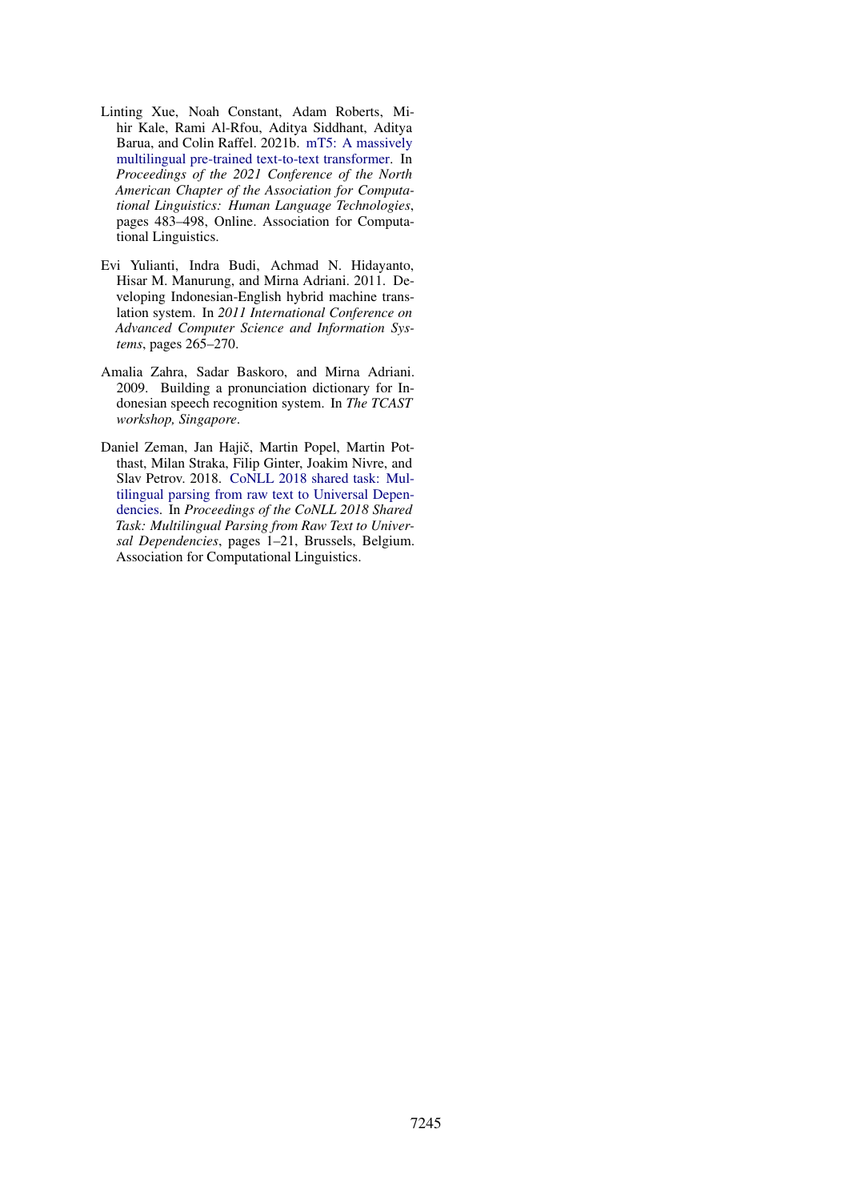Linting Xue, Noah Constant, Adam Roberts, Mihir Kale, Rami Al-Rfou, Aditya Siddhant, Aditya Barua, and Colin Raffel. 2021b. mT5: A massively multilingual pre-trained text-to-text transformer. In *Proceedings of the 2021 Conference of the North American Chapter of the Association for Computational Linguistics: Human Language Technologies*, pages 483–498, Online. Association for Computational Linguistics.

Evi Yulianti, Indra Budi, Achmad N. Hidayanto, Hisar M. Manurung, and Mirna Adriani. 2011. Developing Indonesian-English hybrid machine translation system. In *2011 International Conference on Advanced Computer Science and Information Systems*, pages 265–270.

Amalia Zahra, Sadar Baskoro, and Mirna Adriani. 2009. Building a pronunciation dictionary for Indonesian speech recognition system. In *The TCAST workshop, Singapore*.

Daniel Zeman, Jan Hajič, Martin Popel, Martin Potthast, Milan Straka, Filip Ginter, Joakim Nivre, and Slav Petrov. 2018. CoNLL 2018 shared task: Multilingual parsing from raw text to Universal Dependencies. In *Proceedings of the CoNLL 2018 Shared Task: Multilingual Parsing from Raw Text to Universal Dependencies*, pages 1–21, Brussels, Belgium. Association for Computational Linguistics.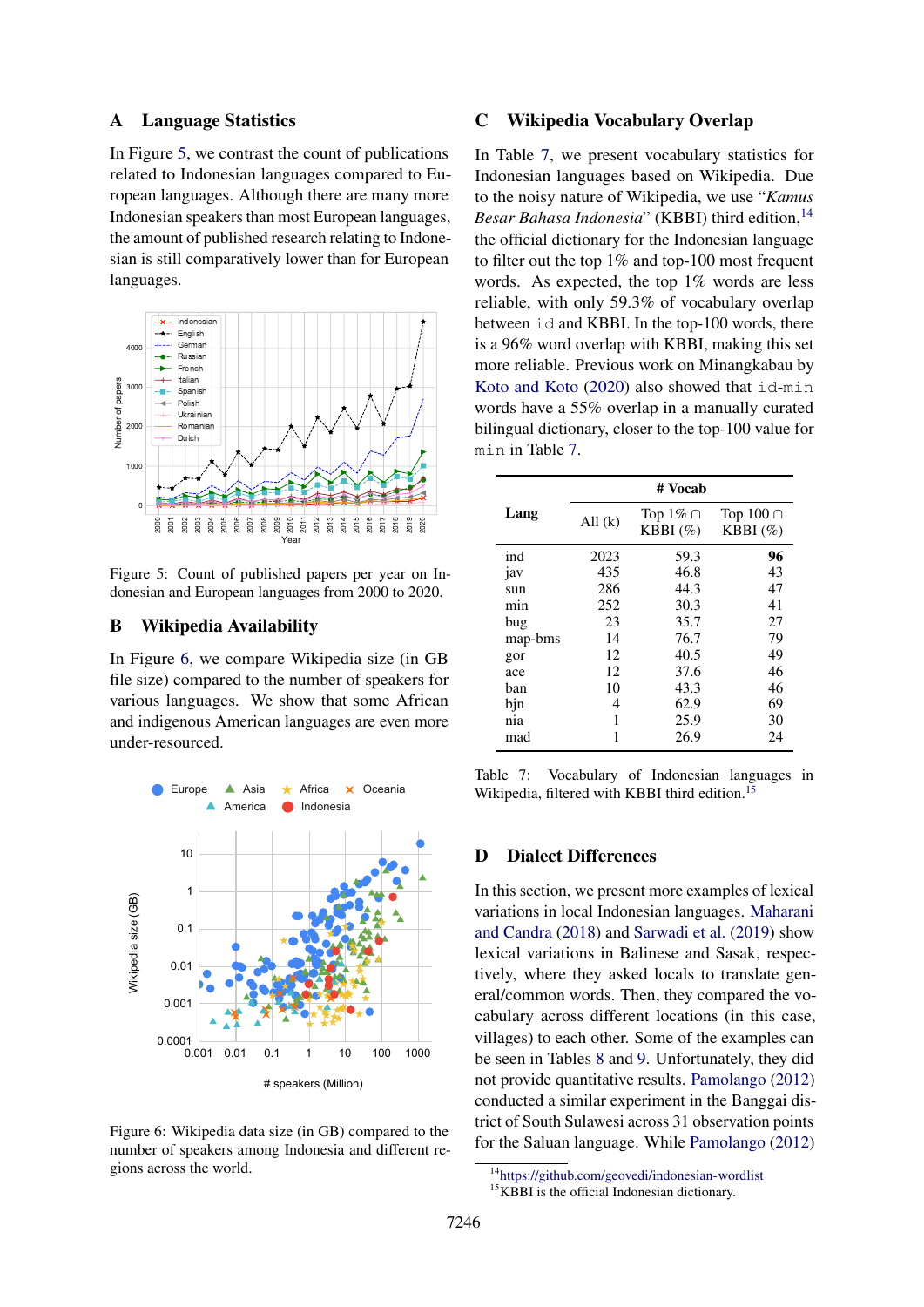## A Language Statistics

In Figure 5, we contrast the count of publications related to Indonesian languages compared to European languages. Although there are many more Indonesian speakers than most European languages, the amount of published research relating to Indonesian is still comparatively lower than for European languages.

Figure 5: Count of published papers per year on Indonesian and European languages from 2000 to 2020.

## B Wikipedia Availability

In Figure 6, we compare Wikipedia size (in GB file size) compared to the number of speakers for various languages. We show that some African and indigenous American languages are even more under-resourced.

Figure 6: Wikipedia data size (in GB) compared to the number of speakers among Indonesia and different regions across the world.

## C Wikipedia Vocabulary Overlap

In Table 7, we present vocabulary statistics for Indonesian languages based on Wikipedia. Due to the noisy nature of Wikipedia, we use "*Kamus Besar Bahasa Indonesia*" (KBBI) third edition,[14] the official dictionary for the Indonesian language to filter out the top 1% and top-100 most frequent words. As expected, the top 1% words are less reliable, with only 59.3% of vocabulary overlap between `id` and KBBI. In the top-100 words, there is a 96% word overlap with KBBI, making this set more reliable. Previous work on Minangkabau by Koto and Koto (2020) also showed that `id-min` words have a 55% overlap in a manually curated bilingual dictionary, closer to the top-100 value for `min` in Table 7.

| Lang | # Vocab | | |
|---|---|---|---|
| | All (k) | Top 1% ∩ KBBI (%) | Top 100 ∩ KBBI (%) |
| ind | 2023 | 59.3 | **96** |
| jav | 435 | 46.8 | 43 |
| sun | 286 | 44.3 | 47 |
| min | 252 | 30.3 | 41 |
| bug | 23 | 35.7 | 27 |
| map-bms | 14 | 76.7 | 79 |
| gor | 12 | 40.5 | 49 |
| ace | 12 | 37.6 | 46 |
| ban | 10 | 43.3 | 46 |
| bjn | 4 | 62.9 | 69 |
| nia | 1 | 25.9 | 30 |
| mad | 1 | 26.9 | 24 |

Table 7: Vocabulary of Indonesian languages in Wikipedia, filtered with KBBI third edition.[15]

## D Dialect Differences

In this section, we present more examples of lexical variations in local Indonesian languages. Maharani and Candra (2018) and Sarwadi et al. (2019) show lexical variations in Balinese and Sasak, respectively, where they asked locals to translate general/common words. Then, they compared the vocabulary across different locations (in this case, villages) to each other. Some of the examples can be seen in Tables 8 and 9. Unfortunately, they did not provide quantitative results. Pamolango (2012) conducted a similar experiment in the Banggai district of South Sulawesi across 31 observation points for the Saluan language. While Pamolango (2012)

[14] https://github.com/geovedi/indonesian-wordlist

[15] KBBI is the official Indonesian dictionary.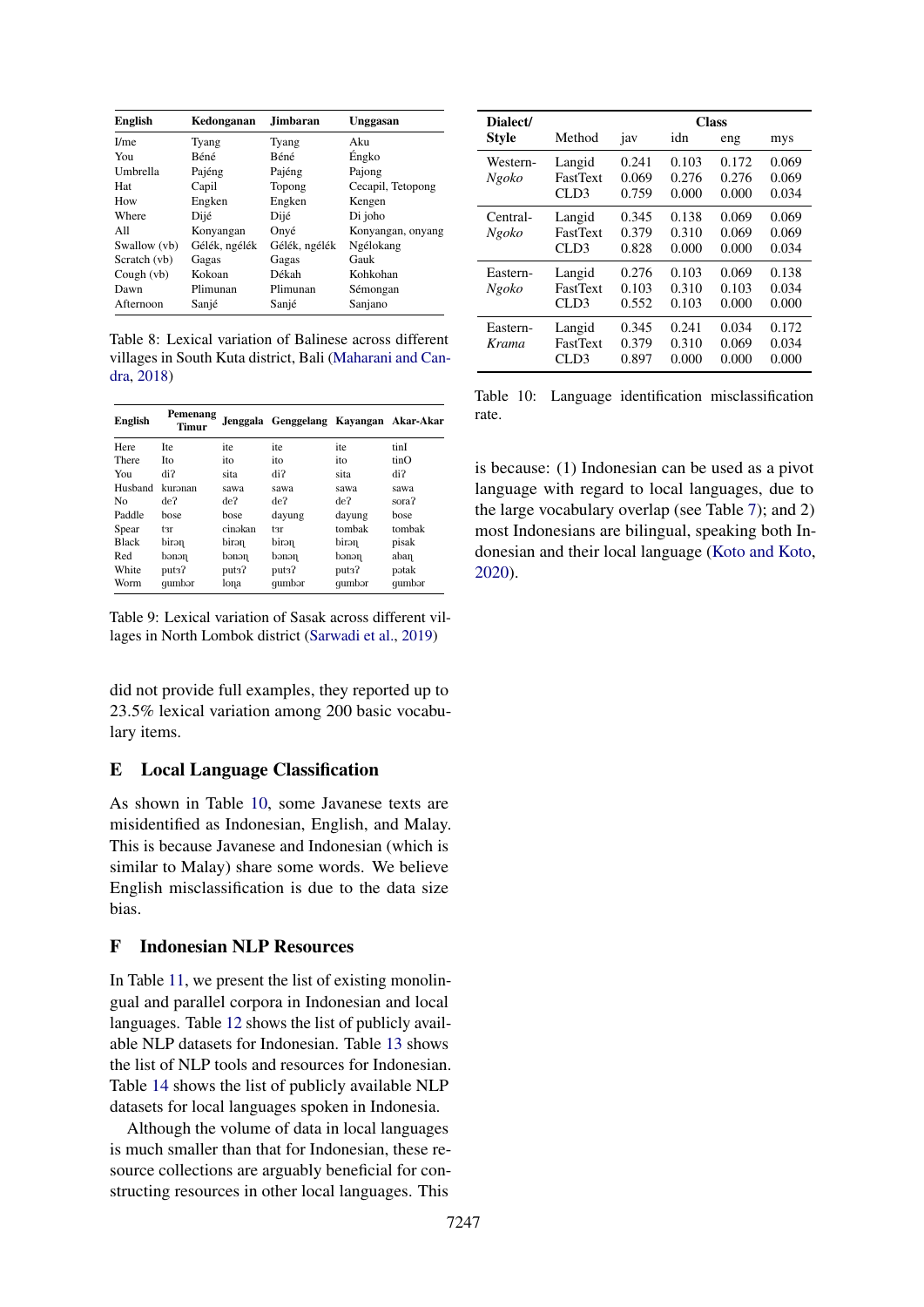| English | Kedonganan | Jimbaran | Unggasan |
|---|---|---|---|
| I/me | Tyang | Tyang | Aku |
| You | Béné | Béné | Éngko |
| Umbrella | Pajéng | Pajéng | Pajong |
| Hat | Capil | Topong | Cecapil, Tetopong |
| How | Engken | Engken | Kengen |
| Where | Dijé | Dijé | Di joho |
| All | Konyangan | Onyé | Konyangan, onyang |
| Swallow (vb) | Gélék, ngélék | Gélék, ngélék | Ngélokang |
| Scratch (vb) | Gagas | Gagas | Gauk |
| Cough (vb) | Kokoan | Dékah | Kohkohan |
| Dawn | Plimunan | Plimunan | Sémongan |
| Afternoon | Sanjé | Sanjé | Sanjano |

Table 8: Lexical variation of Balinese across different villages in South Kuta district, Bali (Maharani and Candra, 2018)

| English | Pemenang Timur | Jenggala | Genggelang | Kayangan | Akar-Akar |
|---|---|---|---|---|---|
| Here | Ite | ite | ite | ite | tinI |
| There | Ito | ito | ito | ito | tinO |
| You | diʔ | sita | diʔ | sita | diʔ |
| Husband | kurɔnan | sawa | sawa | sawa | sawa |
| No | deʔ | deʔ | deʔ | deʔ | soraʔ |
| Paddle | bose | bose | dayung | dayung | bose |
| Spear | tɜr | cinəkan | tɜr | tombak | tombak |
| Black | birəŋ | birəŋ | birəŋ | birəŋ | pisak |
| Red | bənəŋ | bənəŋ | bənəŋ | bənəŋ | abaŋ |
| White | putɜʔ | putɜʔ | putɜʔ | putɜʔ | pətak |
| Worm | gumbər | loŋa | gumbər | gumbər | gumbər |

Table 9: Lexical variation of Sasak across different villages in North Lombok district (Sarwadi et al., 2019)

did not provide full examples, they reported up to 23.5% lexical variation among 200 basic vocabulary items.

## E Local Language Classification

As shown in Table 10, some Javanese texts are misidentified as Indonesian, English, and Malay. This is because Javanese and Indonesian (which is similar to Malay) share some words. We believe English misclassification is due to the data size bias.

## F Indonesian NLP Resources

In Table 11, we present the list of existing monolingual and parallel corpora in Indonesian and local languages. Table 12 shows the list of publicly available NLP datasets for Indonesian. Table 13 shows the list of NLP tools and resources for Indonesian. Table 14 shows the list of publicly available NLP datasets for local languages spoken in Indonesia.

Although the volume of data in local languages is much smaller than that for Indonesian, these resource collections are arguably beneficial for constructing resources in other local languages. This is because: (1) Indonesian can be used as a pivot language with regard to local languages, due to the large vocabulary overlap (see Table 7); and 2) most Indonesians are bilingual, speaking both Indonesian and their local language (Koto and Koto, 2020).

| Dialect/ Style | Method | Class | | | |
|---|---|---|---|---|---|
| | | jav | idn | eng | mys |
| Western-*Ngoko* | Langid | 0.241 | 0.103 | 0.172 | 0.069 |
| | FastText | 0.069 | 0.276 | 0.276 | 0.069 |
| | CLD3 | 0.759 | 0.000 | 0.000 | 0.034 |
| Central-*Ngoko* | Langid | 0.345 | 0.138 | 0.069 | 0.069 |
| | FastText | 0.379 | 0.310 | 0.069 | 0.069 |
| | CLD3 | 0.828 | 0.000 | 0.000 | 0.034 |
| Eastern-*Ngoko* | Langid | 0.276 | 0.103 | 0.069 | 0.138 |
| | FastText | 0.103 | 0.310 | 0.103 | 0.034 |
| | CLD3 | 0.552 | 0.103 | 0.000 | 0.000 |
| Eastern-*Krama* | Langid | 0.345 | 0.241 | 0.034 | 0.172 |
| | FastText | 0.379 | 0.310 | 0.069 | 0.034 |
| | CLD3 | 0.897 | 0.000 | 0.000 | 0.000 |

Table 10: Language identification misclassification rate.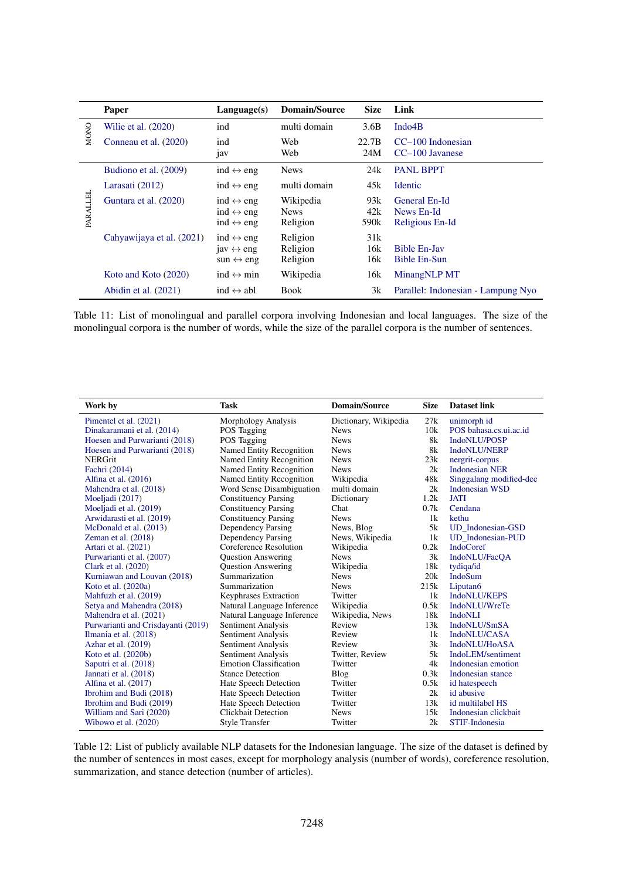| | Paper | Language(s) | Domain/Source | Size | Link |
|---|---|---|---|---|---|
| MONO | Wilie et al. (2020) | ind | multi domain | 3.6B | Indo4B |
| | Conneau et al. (2020) | ind | Web | 22.7B | CC–100 Indonesian |
| | | jav | Web | 24M | CC–100 Javanese |
| PARALLEL | Budiono et al. (2009) | ind ↔ eng | News | 24k | PANL BPPT |
| | Larasati (2012) | ind ↔ eng | multi domain | 45k | Identic |
| | Guntara et al. (2020) | ind ↔ eng | Wikipedia | 93k | General En-Id |
| | | ind ↔ eng | News | 42k | News En-Id |
| | | ind ↔ eng | Religion | 590k | Religious En-Id |
| | Cahyawijaya et al. (2021) | ind ↔ eng | Religion | 31k | |
| | | jav ↔ eng | Religion | 16k | Bible En-Jav |
| | | sun ↔ eng | Religion | 16k | Bible En-Sun |
| | Koto and Koto (2020) | ind ↔ min | Wikipedia | 16k | MinangNLP MT |
| | Abidin et al. (2021) | ind ↔ abl | Book | 3k | Parallel: Indonesian - Lampung Nyo |

Table 11: List of monolingual and parallel corpora involving Indonesian and local languages. The size of the monolingual corpora is the number of words, while the size of the parallel corpora is the number of sentences.

| Work by | Task | Domain/Source | Size | Dataset link |
|---|---|---|---|---|
| Pimentel et al. (2021) | Morphology Analysis | Dictionary, Wikipedia | 27k | unimorph id |
| Dinakaramani et al. (2014) | POS Tagging | News | 10k | POS bahasa.cs.ui.ac.id |
| Hoesen and Purwarianti (2018) | POS Tagging | News | 8k | IndoNLU/POSP |
| Hoesen and Purwarianti (2018) | Named Entity Recognition | News | 8k | IndoNLU/NERP |
| NERGrit | Named Entity Recognition | News | 23k | nergrit-corpus |
| Fachri (2014) | Named Entity Recognition | News | 2k | Indonesian NER |
| Alfina et al. (2016) | Named Entity Recognition | Wikipedia | 48k | Singgalang modified-dee |
| Mahendra et al. (2018) | Word Sense Disambiguation | multi domain | 2k | Indonesian WSD |
| Moeljadi (2017) | Constituency Parsing | Dictionary | 1.2k | JATI |
| Moeljadi et al. (2019) | Constituency Parsing | Chat | 0.7k | Cendana |
| Arwidarasti et al. (2019) | Constituency Parsing | News | 1k | kethu |
| McDonald et al. (2013) | Dependency Parsing | News, Blog | 5k | UD_Indonesian-GSD |
| Zeman et al. (2018) | Dependency Parsing | News, Wikipedia | 1k | UD_Indonesian-PUD |
| Artari et al. (2021) | Coreference Resolution | Wikipedia | 0.2k | IndoCoref |
| Purwarianti et al. (2007) | Question Answering | News | 3k | IndoNLU/FacQA |
| Clark et al. (2020) | Question Answering | Wikipedia | 18k | tydiqa/id |
| Kurniawan and Louvan (2018) | Summarization | News | 20k | IndoSum |
| Koto et al. (2020a) | Summarization | News | 215k | Liputan6 |
| Mahfuzh et al. (2019) | Keyphrases Extraction | Twitter | 1k | IndoNLU/KEPS |
| Setya and Mahendra (2018) | Natural Language Inference | Wikipedia | 0.5k | IndoNLU/WreTe |
| Mahendra et al. (2021) | Natural Language Inference | Wikipedia, News | 18k | IndoNLI |
| Purwarianti and Crisdayanti (2019) | Sentiment Analysis | Review | 13k | IndoNLU/SmSA |
| Ilmania et al. (2018) | Sentiment Analysis | Review | 1k | IndoNLU/CASA |
| Azhar et al. (2019) | Sentiment Analysis | Review | 3k | IndoNLU/HoASA |
| Koto et al. (2020b) | Sentiment Analysis | Twitter, Review | 5k | IndoLEM/sentiment |
| Saputri et al. (2018) | Emotion Classification | Twitter | 4k | Indonesian emotion |
| Jannati et al. (2018) | Stance Detection | Blog | 0.3k | Indonesian stance |
| Alfina et al. (2017) | Hate Speech Detection | Twitter | 0.5k | id hatespeech |
| Ibrohim and Budi (2018) | Hate Speech Detection | Twitter | 2k | id abusive |
| Ibrohim and Budi (2019) | Hate Speech Detection | Twitter | 13k | id multilabel HS |
| William and Sari (2020) | Clickbait Detection | News | 15k | Indonesian clickbait |
| Wibowo et al. (2020) | Style Transfer | Twitter | 2k | STIF-Indonesia |

Table 12: List of publicly available NLP datasets for the Indonesian language. The size of the dataset is defined by the number of sentences in most cases, except for morphology analysis (number of words), coreference resolution, summarization, and stance detection (number of articles).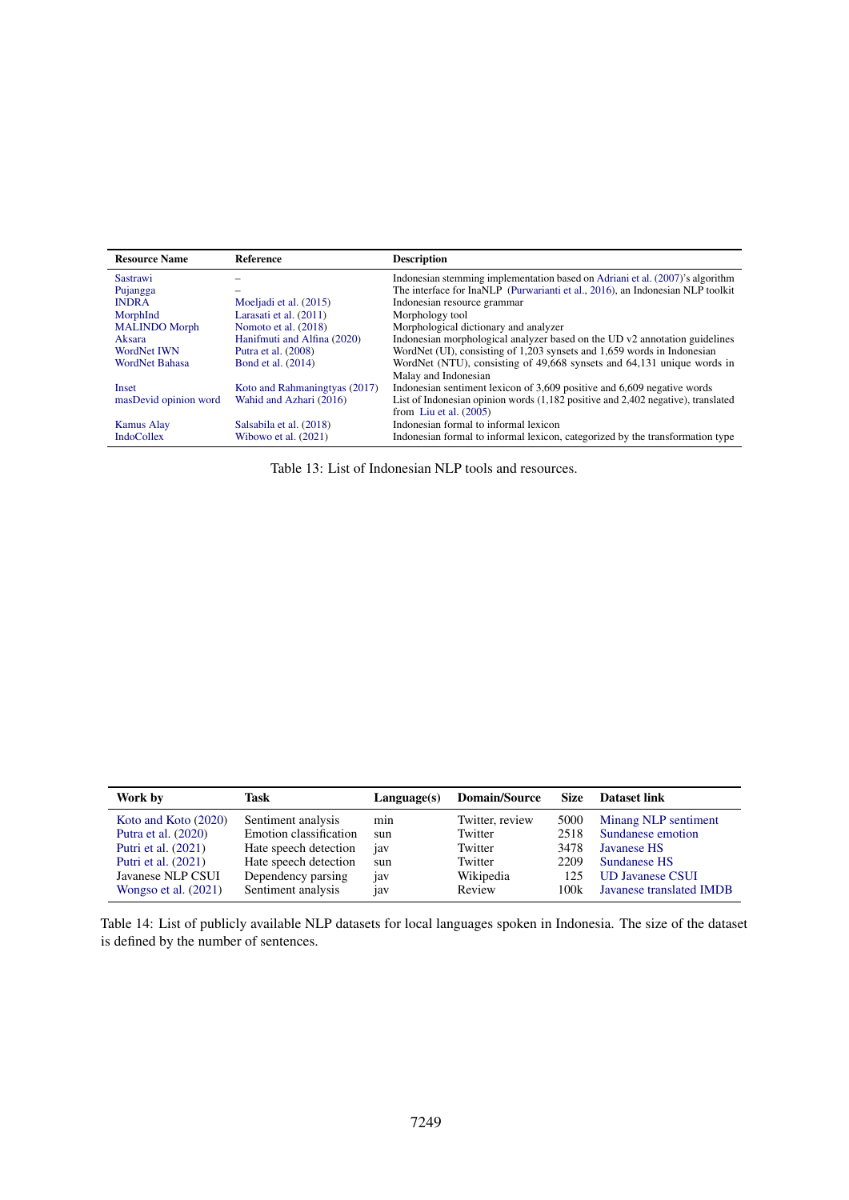| Resource Name | Reference | Description |
|---|---|---|
| Sastrawi | – | Indonesian stemming implementation based on Adriani et al. (2007)'s algorithm |
| Pujangga | – | The interface for InaNLP (Purwarianti et al., 2016), an Indonesian NLP toolkit |
| INDRA | Moeljadi et al. (2015) | Indonesian resource grammar |
| MorphInd | Larasati et al. (2011) | Morphology tool |
| MALINDO Morph | Nomoto et al. (2018) | Morphological dictionary and analyzer |
| Aksara | Hanifmuti and Alfina (2020) | Indonesian morphological analyzer based on the UD v2 annotation guidelines |
| WordNet IWN | Putra et al. (2008) | WordNet (UI), consisting of 1,203 synsets and 1,659 words in Indonesian |
| WordNet Bahasa | Bond et al. (2014) | WordNet (NTU), consisting of 49,668 synsets and 64,131 unique words in Malay and Indonesian |
| Inset | Koto and Rahmaningtyas (2017) | Indonesian sentiment lexicon of 3,609 positive and 6,609 negative words |
| masDevid opinion word | Wahid and Azhari (2016) | List of Indonesian opinion words (1,182 positive and 2,402 negative), translated from Liu et al. (2005) |
| Kamus Alay | Salsabila et al. (2018) | Indonesian formal to informal lexicon |
| IndoCollex | Wibowo et al. (2021) | Indonesian formal to informal lexicon, categorized by the transformation type |

Table 13: List of Indonesian NLP tools and resources.

| Work by | Task | Language(s) | Domain/Source | Size | Dataset link |
|---|---|---|---|---|---|
| Koto and Koto (2020) | Sentiment analysis | min | Twitter, review | 5000 | Minang NLP sentiment |
| Putra et al. (2020) | Emotion classification | sun | Twitter | 2518 | Sundanese emotion |
| Putri et al. (2021) | Hate speech detection | jav | Twitter | 3478 | Javanese HS |
| Putri et al. (2021) | Hate speech detection | sun | Twitter | 2209 | Sundanese HS |
| Javanese NLP CSUI | Dependency parsing | jav | Wikipedia | 125 | UD Javanese CSUI |
| Wongso et al. (2021) | Sentiment analysis | jav | Review | 100k | Javanese translated IMDB |

Table 14: List of publicly available NLP datasets for local languages spoken in Indonesia. The size of the dataset is defined by the number of sentences.